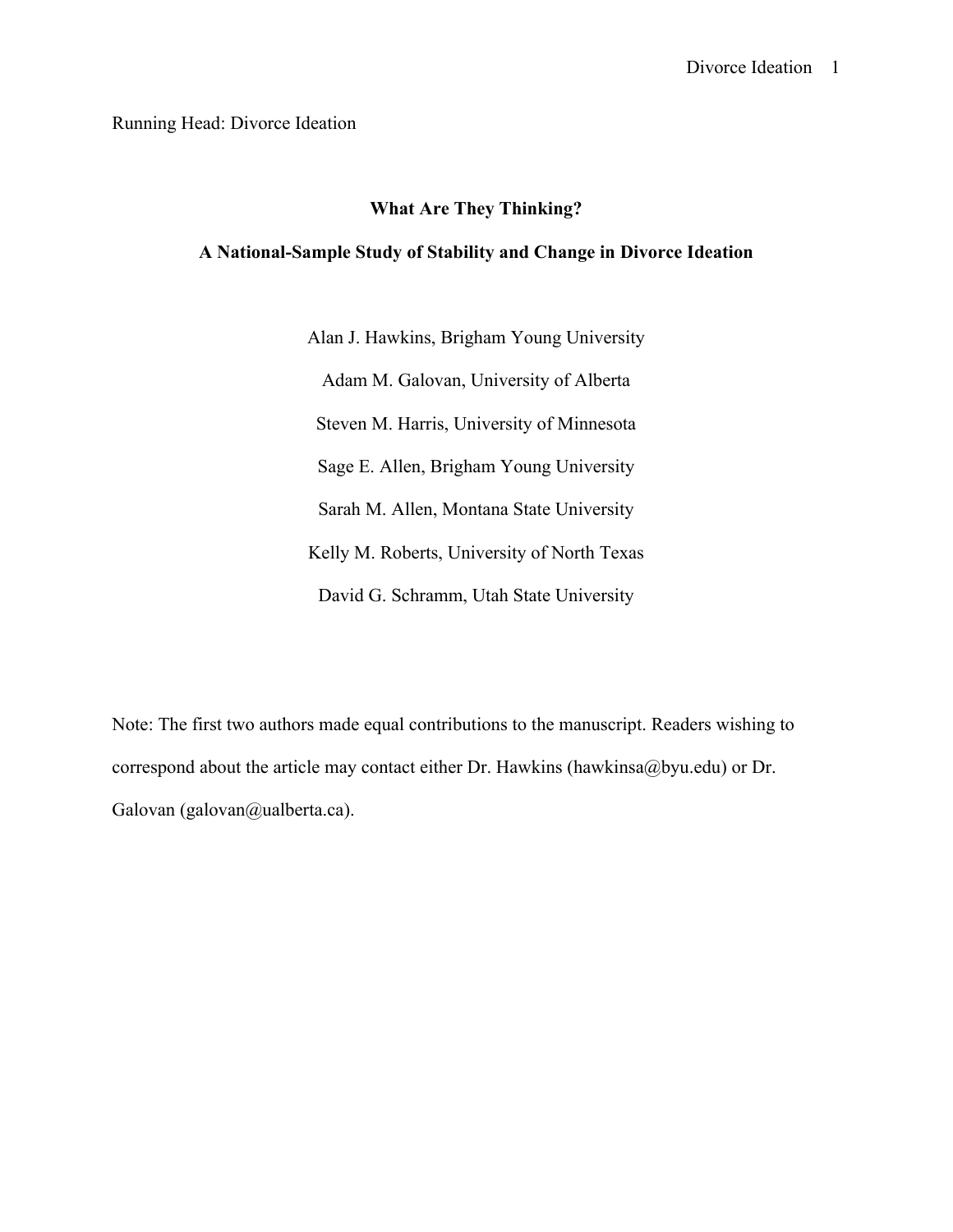Running Head: Divorce Ideation

# What Are They Thinking?

## A National-Sample Study of Stability and Change in Divorce Ideation

Alan J. Hawkins, Brigham Young University

Adam M. Galovan, University of Alberta

Steven M. Harris, University of Minnesota

Sage E. Allen, Brigham Young University

Sarah M. Allen, Montana State University

Kelly M. Roberts, University of North Texas

David G. Schramm, Utah State University

Note: The first two authors made equal contributions to the manuscript. Readers wishing to correspond about the article may contact either Dr. Hawkins (hawkinsa@byu.edu) or Dr. Galovan (galovan@ualberta.ca).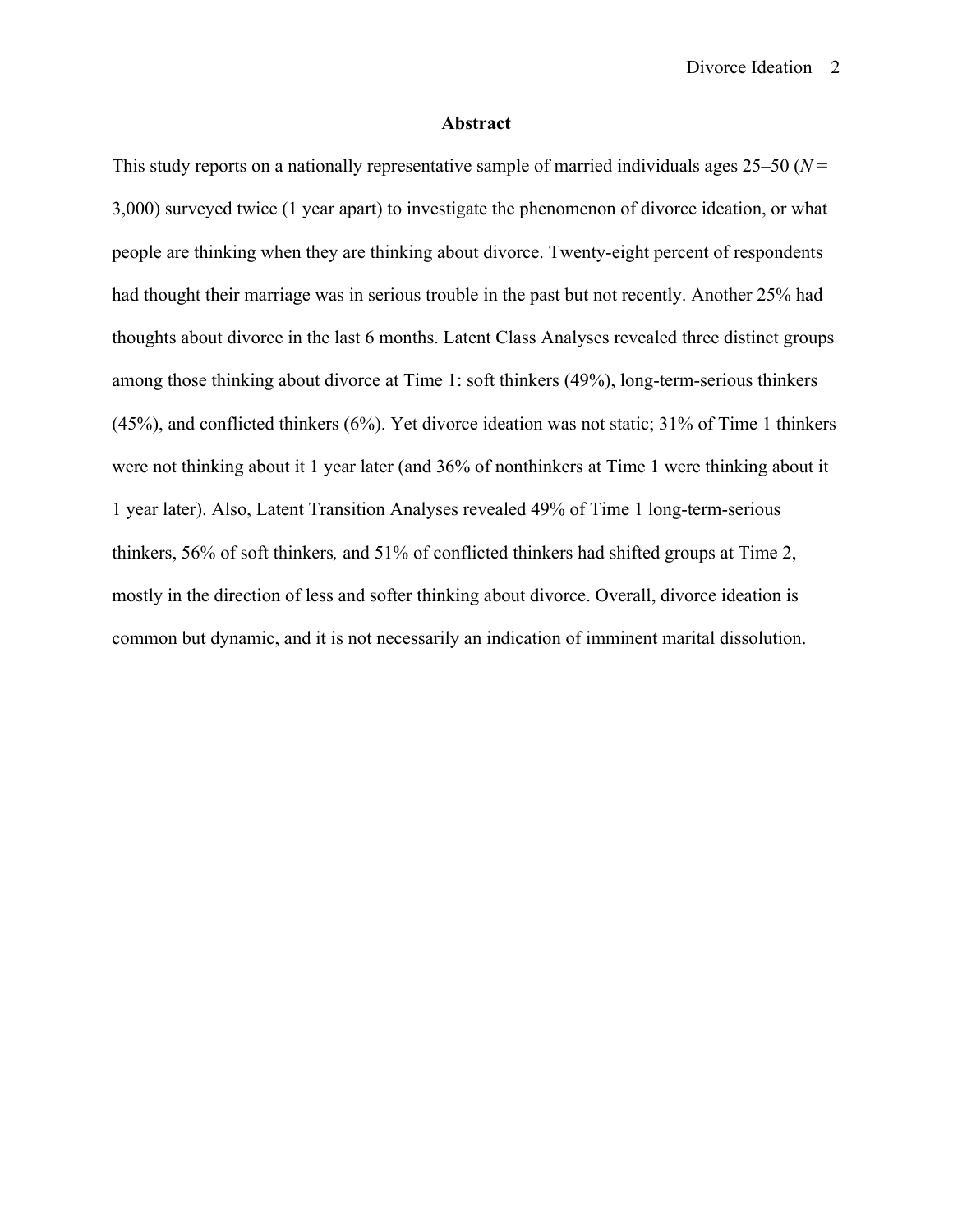## Abstract

This study reports on a nationally representative sample of married individuals ages 25–50 ($N$ = 3,000) surveyed twice (1 year apart) to investigate the phenomenon of divorce ideation, or what people are thinking when they are thinking about divorce. Twenty-eight percent of respondents had thought their marriage was in serious trouble in the past but not recently. Another 25% had thoughts about divorce in the last 6 months. Latent Class Analyses revealed three distinct groups among those thinking about divorce at Time 1: soft thinkers (49%), long-term-serious thinkers (45%), and conflicted thinkers (6%). Yet divorce ideation was not static; 31% of Time 1 thinkers were not thinking about it 1 year later (and 36% of nonthinkers at Time 1 were thinking about it 1 year later). Also, Latent Transition Analyses revealed 49% of Time 1 long-term-serious thinkers, 56% of soft thinkers*,* and 51% of conflicted thinkers had shifted groups at Time 2, mostly in the direction of less and softer thinking about divorce. Overall, divorce ideation is common but dynamic, and it is not necessarily an indication of imminent marital dissolution.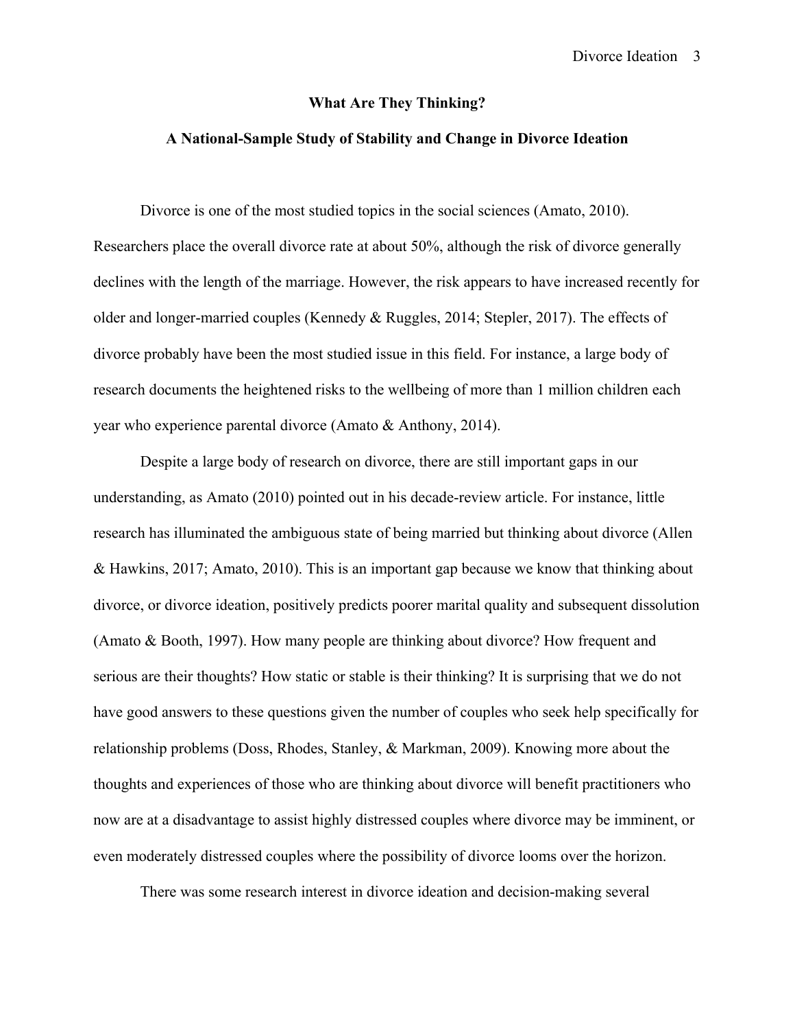**What Are They Thinking?**

**A National-Sample Study of Stability and Change in Divorce Ideation**

Divorce is one of the most studied topics in the social sciences (Amato, 2010). Researchers place the overall divorce rate at about 50%, although the risk of divorce generally declines with the length of the marriage. However, the risk appears to have increased recently for older and longer-married couples (Kennedy & Ruggles, 2014; Stepler, 2017). The effects of divorce probably have been the most studied issue in this field. For instance, a large body of research documents the heightened risks to the wellbeing of more than 1 million children each year who experience parental divorce (Amato & Anthony, 2014).

Despite a large body of research on divorce, there are still important gaps in our understanding, as Amato (2010) pointed out in his decade-review article. For instance, little research has illuminated the ambiguous state of being married but thinking about divorce (Allen & Hawkins, 2017; Amato, 2010). This is an important gap because we know that thinking about divorce, or divorce ideation, positively predicts poorer marital quality and subsequent dissolution (Amato & Booth, 1997). How many people are thinking about divorce? How frequent and serious are their thoughts? How static or stable is their thinking? It is surprising that we do not have good answers to these questions given the number of couples who seek help specifically for relationship problems (Doss, Rhodes, Stanley, & Markman, 2009). Knowing more about the thoughts and experiences of those who are thinking about divorce will benefit practitioners who now are at a disadvantage to assist highly distressed couples where divorce may be imminent, or even moderately distressed couples where the possibility of divorce looms over the horizon.

There was some research interest in divorce ideation and decision-making several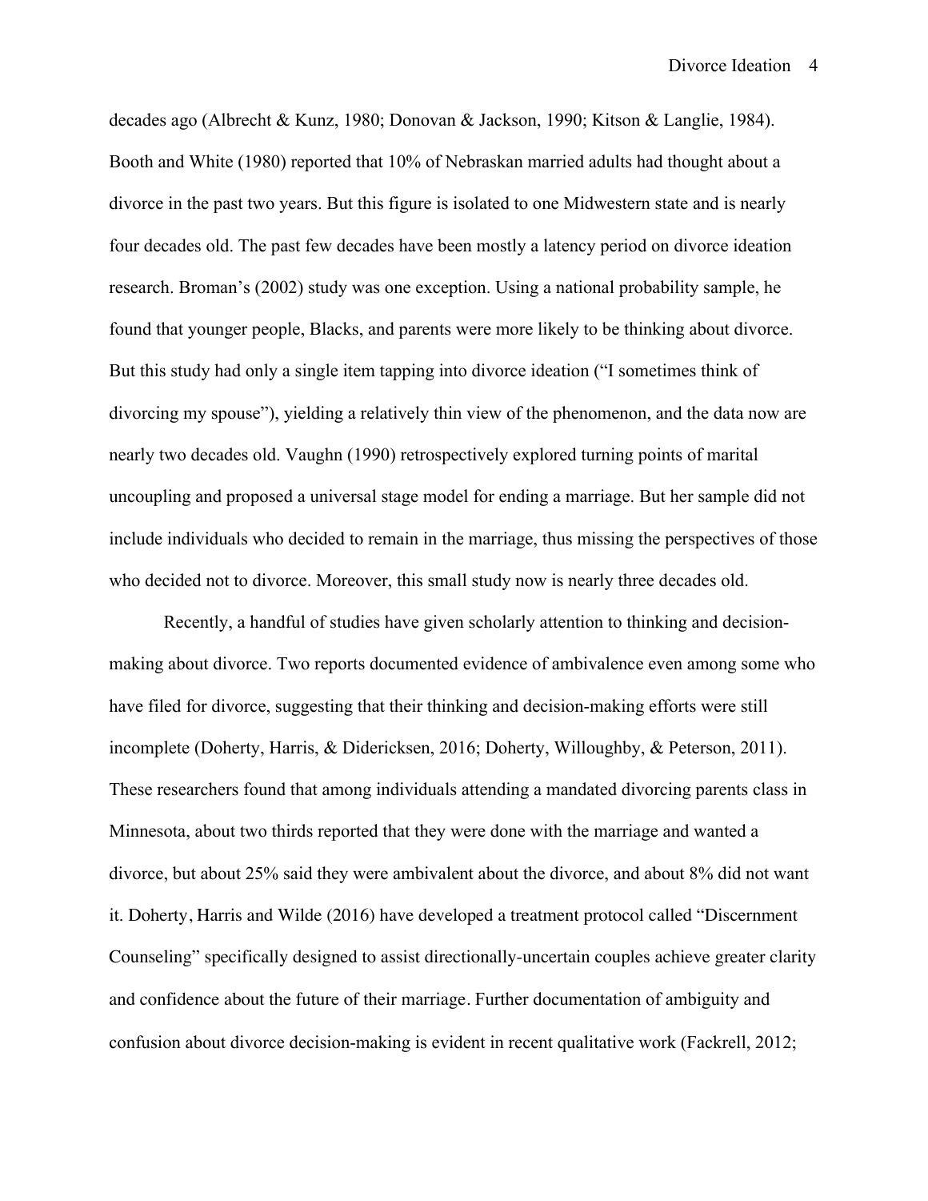decades ago (Albrecht & Kunz, 1980; Donovan & Jackson, 1990; Kitson & Langlie, 1984). Booth and White (1980) reported that 10% of Nebraskan married adults had thought about a divorce in the past two years. But this figure is isolated to one Midwestern state and is nearly four decades old. The past few decades have been mostly a latency period on divorce ideation research. Broman's (2002) study was one exception. Using a national probability sample, he found that younger people, Blacks, and parents were more likely to be thinking about divorce. But this study had only a single item tapping into divorce ideation ("I sometimes think of divorcing my spouse"), yielding a relatively thin view of the phenomenon, and the data now are nearly two decades old. Vaughn (1990) retrospectively explored turning points of marital uncoupling and proposed a universal stage model for ending a marriage. But her sample did not include individuals who decided to remain in the marriage, thus missing the perspectives of those who decided not to divorce. Moreover, this small study now is nearly three decades old.

Recently, a handful of studies have given scholarly attention to thinking and decision-making about divorce. Two reports documented evidence of ambivalence even among some who have filed for divorce, suggesting that their thinking and decision-making efforts were still incomplete (Doherty, Harris, & Didericksen, 2016; Doherty, Willoughby, & Peterson, 2011). These researchers found that among individuals attending a mandated divorcing parents class in Minnesota, about two thirds reported that they were done with the marriage and wanted a divorce, but about 25% said they were ambivalent about the divorce, and about 8% did not want it. Doherty, Harris and Wilde (2016) have developed a treatment protocol called "Discernment Counseling" specifically designed to assist directionally-uncertain couples achieve greater clarity and confidence about the future of their marriage. Further documentation of ambiguity and confusion about divorce decision-making is evident in recent qualitative work (Fackrell, 2012;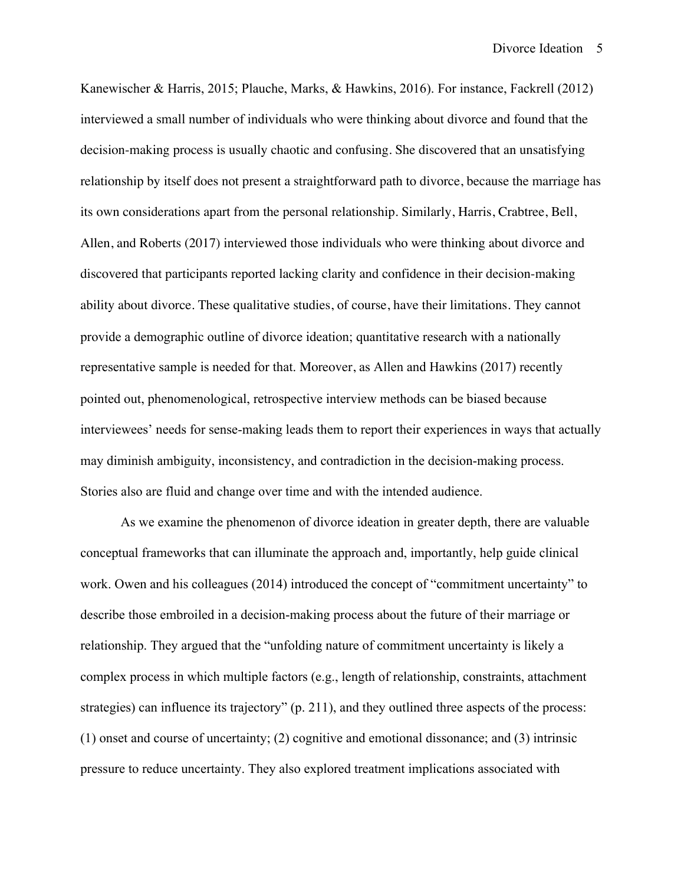Kanewischer & Harris, 2015; Plauche, Marks, & Hawkins, 2016). For instance, Fackrell (2012) interviewed a small number of individuals who were thinking about divorce and found that the decision-making process is usually chaotic and confusing. She discovered that an unsatisfying relationship by itself does not present a straightforward path to divorce, because the marriage has its own considerations apart from the personal relationship. Similarly, Harris, Crabtree, Bell, Allen, and Roberts (2017) interviewed those individuals who were thinking about divorce and discovered that participants reported lacking clarity and confidence in their decision-making ability about divorce. These qualitative studies, of course, have their limitations. They cannot provide a demographic outline of divorce ideation; quantitative research with a nationally representative sample is needed for that. Moreover, as Allen and Hawkins (2017) recently pointed out, phenomenological, retrospective interview methods can be biased because interviewees' needs for sense-making leads them to report their experiences in ways that actually may diminish ambiguity, inconsistency, and contradiction in the decision-making process. Stories also are fluid and change over time and with the intended audience.

As we examine the phenomenon of divorce ideation in greater depth, there are valuable conceptual frameworks that can illuminate the approach and, importantly, help guide clinical work. Owen and his colleagues (2014) introduced the concept of "commitment uncertainty" to describe those embroiled in a decision-making process about the future of their marriage or relationship. They argued that the "unfolding nature of commitment uncertainty is likely a complex process in which multiple factors (e.g., length of relationship, constraints, attachment strategies) can influence its trajectory" (p. 211), and they outlined three aspects of the process: (1) onset and course of uncertainty; (2) cognitive and emotional dissonance; and (3) intrinsic pressure to reduce uncertainty. They also explored treatment implications associated with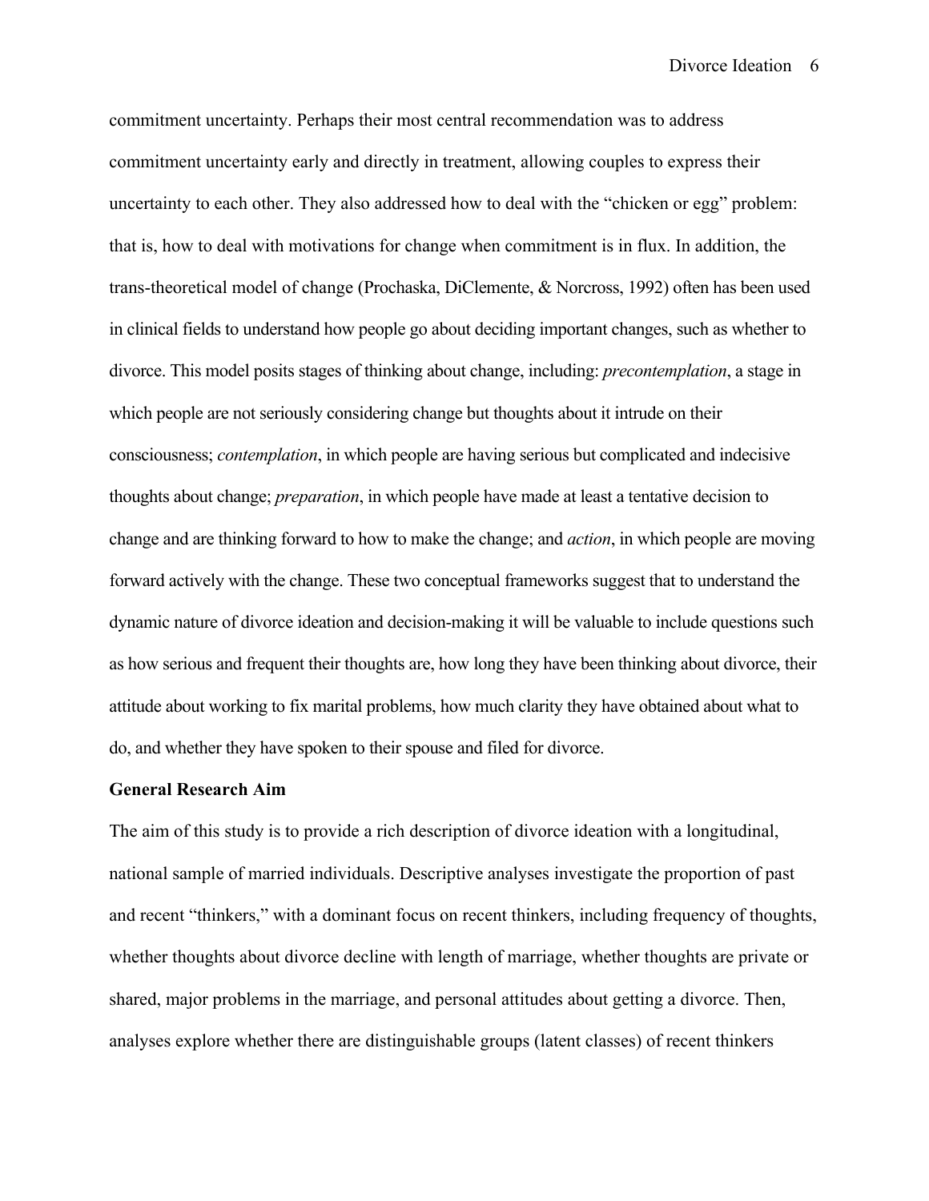commitment uncertainty. Perhaps their most central recommendation was to address commitment uncertainty early and directly in treatment, allowing couples to express their uncertainty to each other. They also addressed how to deal with the "chicken or egg" problem: that is, how to deal with motivations for change when commitment is in flux. In addition, the trans-theoretical model of change (Prochaska, DiClemente, & Norcross, 1992) often has been used in clinical fields to understand how people go about deciding important changes, such as whether to divorce. This model posits stages of thinking about change, including: *precontemplation*, a stage in which people are not seriously considering change but thoughts about it intrude on their consciousness; *contemplation*, in which people are having serious but complicated and indecisive thoughts about change; *preparation*, in which people have made at least a tentative decision to change and are thinking forward to how to make the change; and *action*, in which people are moving forward actively with the change. These two conceptual frameworks suggest that to understand the dynamic nature of divorce ideation and decision-making it will be valuable to include questions such as how serious and frequent their thoughts are, how long they have been thinking about divorce, their attitude about working to fix marital problems, how much clarity they have obtained about what to do, and whether they have spoken to their spouse and filed for divorce.

**General Research Aim**

The aim of this study is to provide a rich description of divorce ideation with a longitudinal, national sample of married individuals. Descriptive analyses investigate the proportion of past and recent "thinkers," with a dominant focus on recent thinkers, including frequency of thoughts, whether thoughts about divorce decline with length of marriage, whether thoughts are private or shared, major problems in the marriage, and personal attitudes about getting a divorce. Then, analyses explore whether there are distinguishable groups (latent classes) of recent thinkers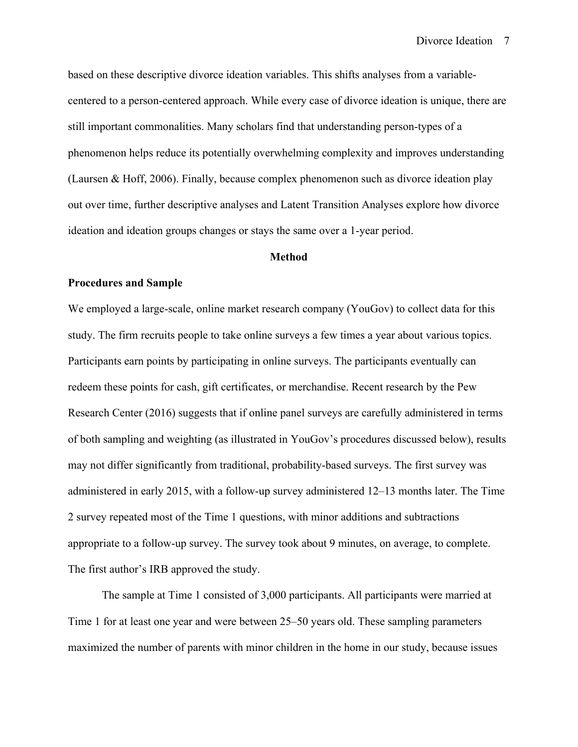based on these descriptive divorce ideation variables. This shifts analyses from a variable-centered to a person-centered approach. While every case of divorce ideation is unique, there are still important commonalities. Many scholars find that understanding person-types of a phenomenon helps reduce its potentially overwhelming complexity and improves understanding (Laursen & Hoff, 2006). Finally, because complex phenomenon such as divorce ideation play out over time, further descriptive analyses and Latent Transition Analyses explore how divorce ideation and ideation groups changes or stays the same over a 1-year period.

## Method

### Procedures and Sample

We employed a large-scale, online market research company (YouGov) to collect data for this study. The firm recruits people to take online surveys a few times a year about various topics. Participants earn points by participating in online surveys. The participants eventually can redeem these points for cash, gift certificates, or merchandise. Recent research by the Pew Research Center (2016) suggests that if online panel surveys are carefully administered in terms of both sampling and weighting (as illustrated in YouGov's procedures discussed below), results may not differ significantly from traditional, probability-based surveys. The first survey was administered in early 2015, with a follow-up survey administered 12–13 months later. The Time 2 survey repeated most of the Time 1 questions, with minor additions and subtractions appropriate to a follow-up survey. The survey took about 9 minutes, on average, to complete. The first author's IRB approved the study.

The sample at Time 1 consisted of 3,000 participants. All participants were married at Time 1 for at least one year and were between 25–50 years old. These sampling parameters maximized the number of parents with minor children in the home in our study, because issues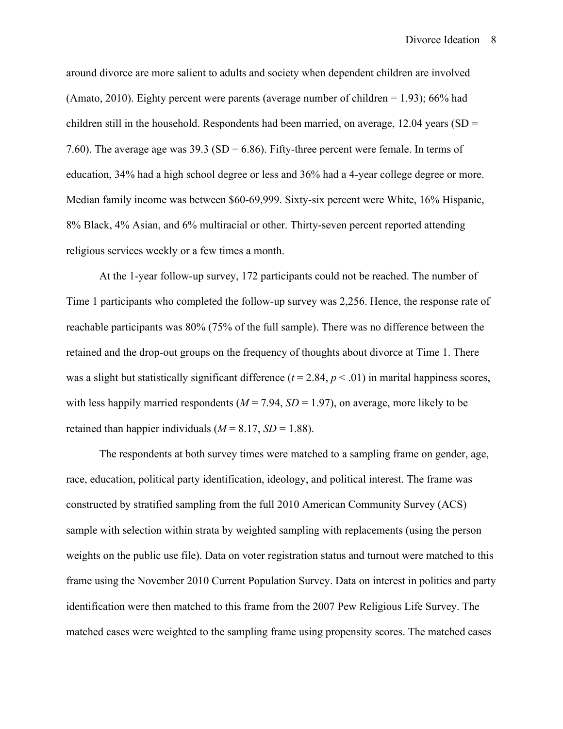around divorce are more salient to adults and society when dependent children are involved (Amato, 2010). Eighty percent were parents (average number of children = 1.93); 66% had children still in the household. Respondents had been married, on average, 12.04 years (SD = 7.60). The average age was 39.3 (SD = 6.86). Fifty-three percent were female. In terms of education, 34% had a high school degree or less and 36% had a 4-year college degree or more. Median family income was between $60-69,999. Sixty-six percent were White, 16% Hispanic, 8% Black, 4% Asian, and 6% multiracial or other. Thirty-seven percent reported attending religious services weekly or a few times a month.

At the 1-year follow-up survey, 172 participants could not be reached. The number of Time 1 participants who completed the follow-up survey was 2,256. Hence, the response rate of reachable participants was 80% (75% of the full sample). There was no difference between the retained and the drop-out groups on the frequency of thoughts about divorce at Time 1. There was a slight but statistically significant difference ($t = 2.84$, $p < .01$) in marital happiness scores, with less happily married respondents ($M = 7.94$, $SD = 1.97$), on average, more likely to be retained than happier individuals ($M = 8.17$, $SD = 1.88$).

The respondents at both survey times were matched to a sampling frame on gender, age, race, education, political party identification, ideology, and political interest. The frame was constructed by stratified sampling from the full 2010 American Community Survey (ACS) sample with selection within strata by weighted sampling with replacements (using the person weights on the public use file). Data on voter registration status and turnout were matched to this frame using the November 2010 Current Population Survey. Data on interest in politics and party identification were then matched to this frame from the 2007 Pew Religious Life Survey. The matched cases were weighted to the sampling frame using propensity scores. The matched cases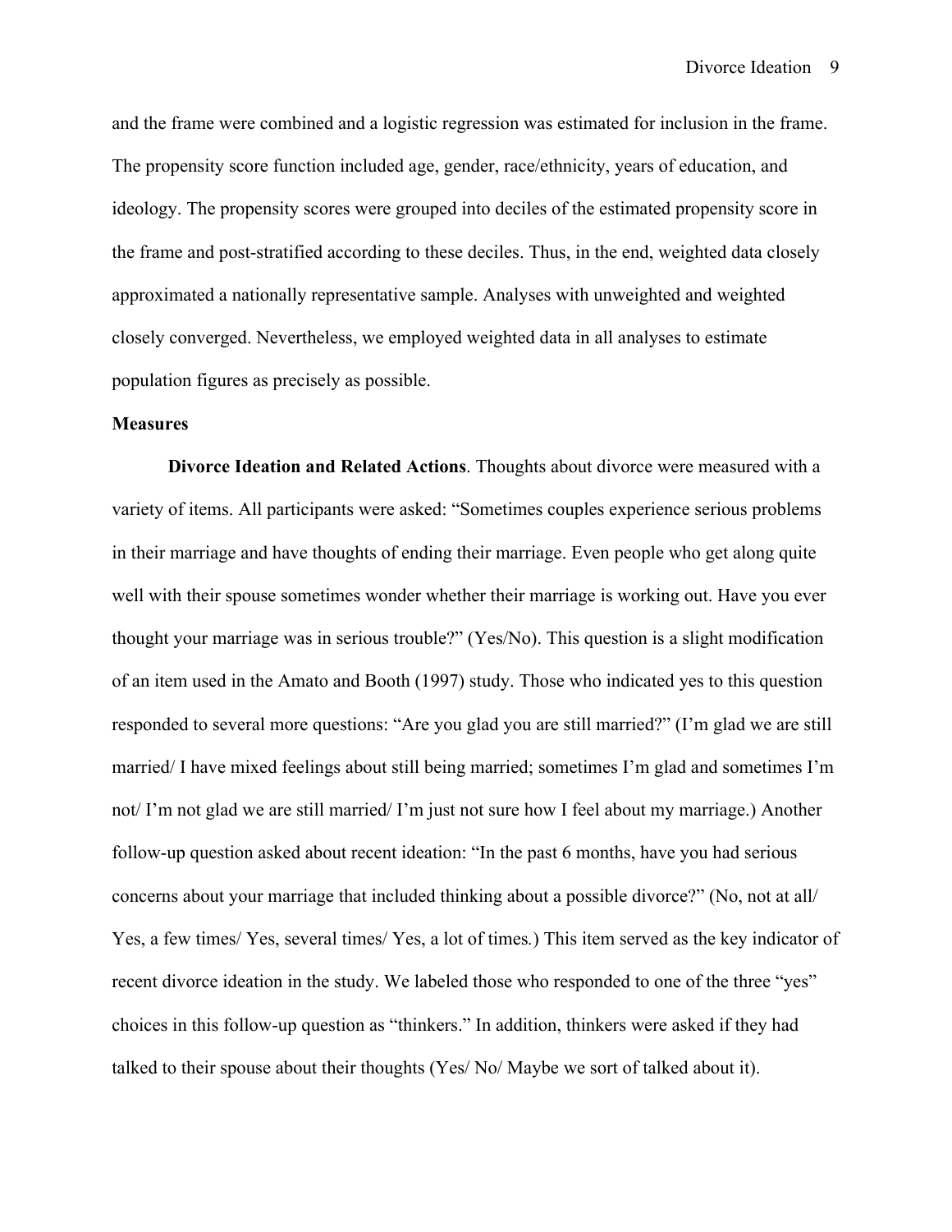and the frame were combined and a logistic regression was estimated for inclusion in the frame. The propensity score function included age, gender, race/ethnicity, years of education, and ideology. The propensity scores were grouped into deciles of the estimated propensity score in the frame and post-stratified according to these deciles. Thus, in the end, weighted data closely approximated a nationally representative sample. Analyses with unweighted and weighted closely converged. Nevertheless, we employed weighted data in all analyses to estimate population figures as precisely as possible.

**Measures**

**Divorce Ideation and Related Actions**. Thoughts about divorce were measured with a variety of items. All participants were asked: "Sometimes couples experience serious problems in their marriage and have thoughts of ending their marriage. Even people who get along quite well with their spouse sometimes wonder whether their marriage is working out. Have you ever thought your marriage was in serious trouble?" (Yes/No). This question is a slight modification of an item used in the Amato and Booth (1997) study. Those who indicated yes to this question responded to several more questions: "Are you glad you are still married?" (I'm glad we are still married/ I have mixed feelings about still being married; sometimes I'm glad and sometimes I'm not/ I'm not glad we are still married/ I'm just not sure how I feel about my marriage.) Another follow-up question asked about recent ideation: "In the past 6 months, have you had serious concerns about your marriage that included thinking about a possible divorce?" (No, not at all/ Yes, a few times/ Yes, several times/ Yes, a lot of times.) This item served as the key indicator of recent divorce ideation in the study. We labeled those who responded to one of the three "yes" choices in this follow-up question as "thinkers." In addition, thinkers were asked if they had talked to their spouse about their thoughts (Yes/ No/ Maybe we sort of talked about it).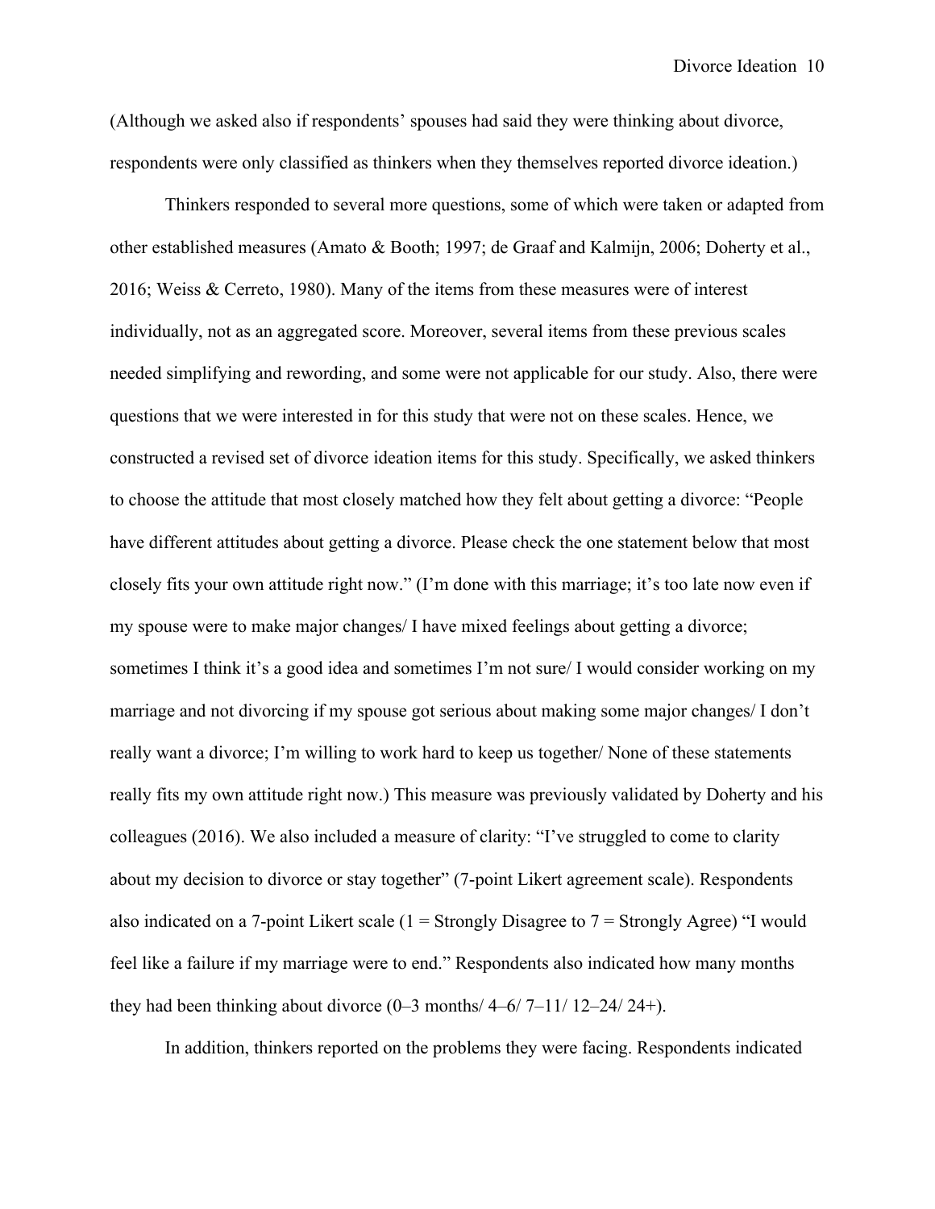(Although we asked also if respondents' spouses had said they were thinking about divorce, respondents were only classified as thinkers when they themselves reported divorce ideation.)

Thinkers responded to several more questions, some of which were taken or adapted from other established measures (Amato & Booth; 1997; de Graaf and Kalmijn, 2006; Doherty et al., 2016; Weiss & Cerreto, 1980). Many of the items from these measures were of interest individually, not as an aggregated score. Moreover, several items from these previous scales needed simplifying and rewording, and some were not applicable for our study. Also, there were questions that we were interested in for this study that were not on these scales. Hence, we constructed a revised set of divorce ideation items for this study. Specifically, we asked thinkers to choose the attitude that most closely matched how they felt about getting a divorce: "People have different attitudes about getting a divorce. Please check the one statement below that most closely fits your own attitude right now." (I'm done with this marriage; it's too late now even if my spouse were to make major changes/ I have mixed feelings about getting a divorce; sometimes I think it's a good idea and sometimes I'm not sure/ I would consider working on my marriage and not divorcing if my spouse got serious about making some major changes/ I don't really want a divorce; I'm willing to work hard to keep us together/ None of these statements really fits my own attitude right now.) This measure was previously validated by Doherty and his colleagues (2016). We also included a measure of clarity: "I've struggled to come to clarity about my decision to divorce or stay together" (7-point Likert agreement scale). Respondents also indicated on a 7-point Likert scale (1 = Strongly Disagree to 7 = Strongly Agree) "I would feel like a failure if my marriage were to end." Respondents also indicated how many months they had been thinking about divorce (0–3 months/ 4–6/ 7–11/ 12–24/ 24+).

In addition, thinkers reported on the problems they were facing. Respondents indicated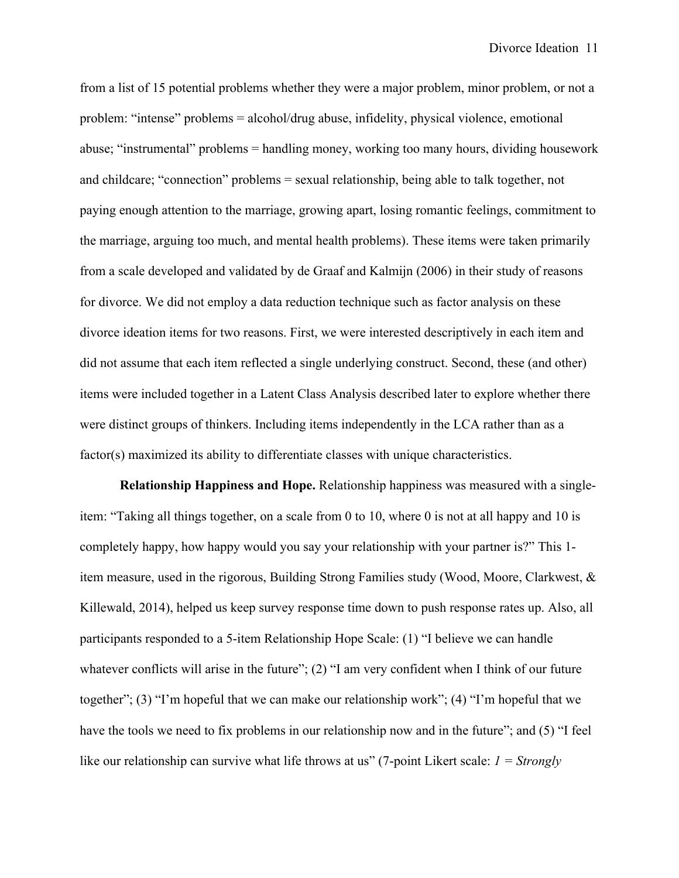from a list of 15 potential problems whether they were a major problem, minor problem, or not a problem: "intense" problems = alcohol/drug abuse, infidelity, physical violence, emotional abuse; "instrumental" problems = handling money, working too many hours, dividing housework and childcare; "connection" problems = sexual relationship, being able to talk together, not paying enough attention to the marriage, growing apart, losing romantic feelings, commitment to the marriage, arguing too much, and mental health problems). These items were taken primarily from a scale developed and validated by de Graaf and Kalmijn (2006) in their study of reasons for divorce. We did not employ a data reduction technique such as factor analysis on these divorce ideation items for two reasons. First, we were interested descriptively in each item and did not assume that each item reflected a single underlying construct. Second, these (and other) items were included together in a Latent Class Analysis described later to explore whether there were distinct groups of thinkers. Including items independently in the LCA rather than as a factor(s) maximized its ability to differentiate classes with unique characteristics.

**Relationship Happiness and Hope.** Relationship happiness was measured with a single-item: "Taking all things together, on a scale from 0 to 10, where 0 is not at all happy and 10 is completely happy, how happy would you say your relationship with your partner is?" This 1-item measure, used in the rigorous, Building Strong Families study (Wood, Moore, Clarkwest, & Killewald, 2014), helped us keep survey response time down to push response rates up. Also, all participants responded to a 5-item Relationship Hope Scale: (1) "I believe we can handle whatever conflicts will arise in the future"; (2) "I am very confident when I think of our future together"; (3) "I'm hopeful that we can make our relationship work"; (4) "I'm hopeful that we have the tools we need to fix problems in our relationship now and in the future"; and (5) "I feel like our relationship can survive what life throws at us" (7-point Likert scale: *1 = Strongly*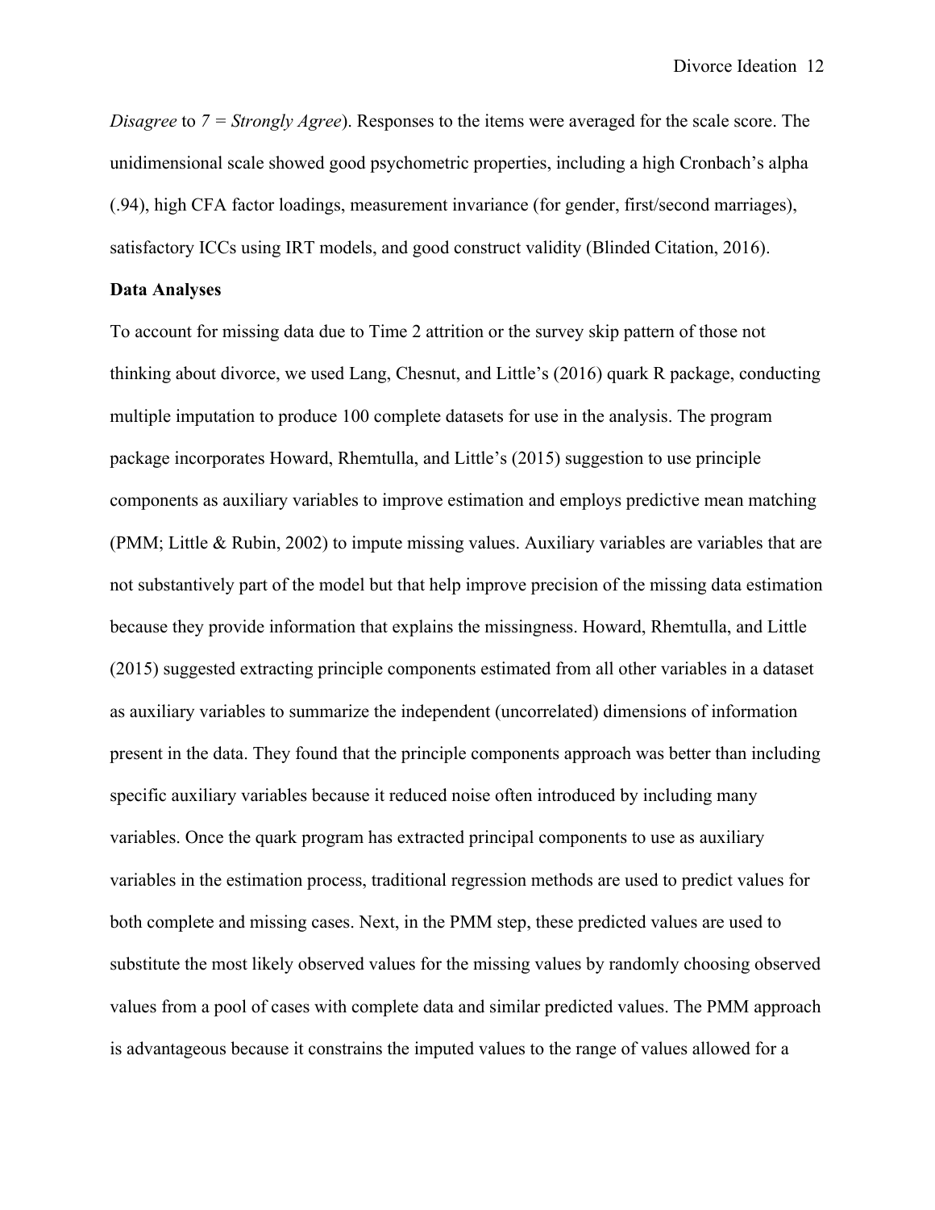*Disagree* to *7 = Strongly Agree*). Responses to the items were averaged for the scale score. The unidimensional scale showed good psychometric properties, including a high Cronbach's alpha (.94), high CFA factor loadings, measurement invariance (for gender, first/second marriages), satisfactory ICCs using IRT models, and good construct validity (Blinded Citation, 2016).

**Data Analyses**

To account for missing data due to Time 2 attrition or the survey skip pattern of those not thinking about divorce, we used Lang, Chesnut, and Little's (2016) quark R package, conducting multiple imputation to produce 100 complete datasets for use in the analysis. The program package incorporates Howard, Rhemtulla, and Little's (2015) suggestion to use principle components as auxiliary variables to improve estimation and employs predictive mean matching (PMM; Little & Rubin, 2002) to impute missing values. Auxiliary variables are variables that are not substantively part of the model but that help improve precision of the missing data estimation because they provide information that explains the missingness. Howard, Rhemtulla, and Little (2015) suggested extracting principle components estimated from all other variables in a dataset as auxiliary variables to summarize the independent (uncorrelated) dimensions of information present in the data. They found that the principle components approach was better than including specific auxiliary variables because it reduced noise often introduced by including many variables. Once the quark program has extracted principal components to use as auxiliary variables in the estimation process, traditional regression methods are used to predict values for both complete and missing cases. Next, in the PMM step, these predicted values are used to substitute the most likely observed values for the missing values by randomly choosing observed values from a pool of cases with complete data and similar predicted values. The PMM approach is advantageous because it constrains the imputed values to the range of values allowed for a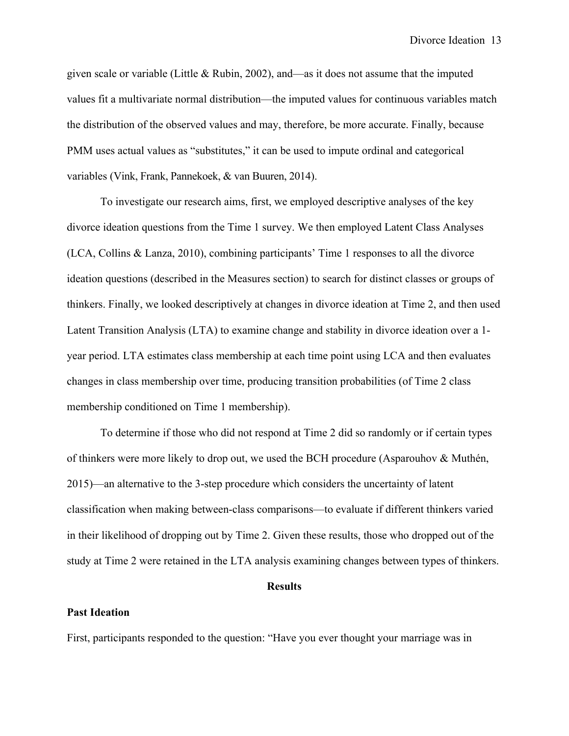given scale or variable (Little & Rubin, 2002), and—as it does not assume that the imputed values fit a multivariate normal distribution—the imputed values for continuous variables match the distribution of the observed values and may, therefore, be more accurate. Finally, because PMM uses actual values as "substitutes," it can be used to impute ordinal and categorical variables (Vink, Frank, Pannekoek, & van Buuren, 2014).

To investigate our research aims, first, we employed descriptive analyses of the key divorce ideation questions from the Time 1 survey. We then employed Latent Class Analyses (LCA, Collins & Lanza, 2010), combining participants' Time 1 responses to all the divorce ideation questions (described in the Measures section) to search for distinct classes or groups of thinkers. Finally, we looked descriptively at changes in divorce ideation at Time 2, and then used Latent Transition Analysis (LTA) to examine change and stability in divorce ideation over a 1-year period. LTA estimates class membership at each time point using LCA and then evaluates changes in class membership over time, producing transition probabilities (of Time 2 class membership conditioned on Time 1 membership).

To determine if those who did not respond at Time 2 did so randomly or if certain types of thinkers were more likely to drop out, we used the BCH procedure (Asparouhov & Muthén, 2015)—an alternative to the 3-step procedure which considers the uncertainty of latent classification when making between-class comparisons—to evaluate if different thinkers varied in their likelihood of dropping out by Time 2. Given these results, those who dropped out of the study at Time 2 were retained in the LTA analysis examining changes between types of thinkers.

## Results

### Past Ideation

First, participants responded to the question: "Have you ever thought your marriage was in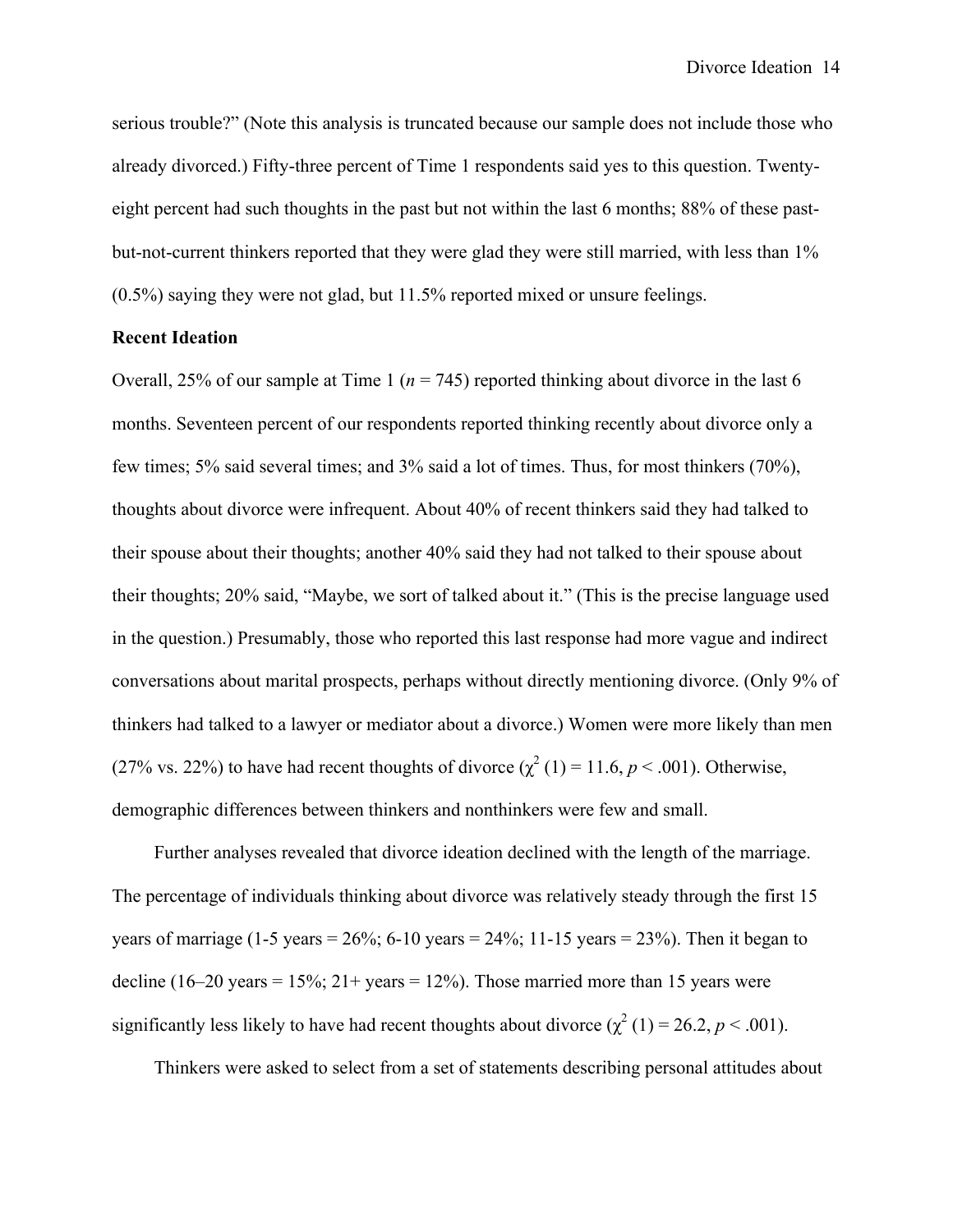serious trouble?" (Note this analysis is truncated because our sample does not include those who already divorced.) Fifty-three percent of Time 1 respondents said yes to this question. Twenty-eight percent had such thoughts in the past but not within the last 6 months; 88% of these past-but-not-current thinkers reported that they were glad they were still married, with less than 1% (0.5%) saying they were not glad, but 11.5% reported mixed or unsure feelings.

**Recent Ideation**

Overall, 25% of our sample at Time 1 ($n$ = 745) reported thinking about divorce in the last 6 months. Seventeen percent of our respondents reported thinking recently about divorce only a few times; 5% said several times; and 3% said a lot of times. Thus, for most thinkers (70%), thoughts about divorce were infrequent. About 40% of recent thinkers said they had talked to their spouse about their thoughts; another 40% said they had not talked to their spouse about their thoughts; 20% said, "Maybe, we sort of talked about it." (This is the precise language used in the question.) Presumably, those who reported this last response had more vague and indirect conversations about marital prospects, perhaps without directly mentioning divorce. (Only 9% of thinkers had talked to a lawyer or mediator about a divorce.) Women were more likely than men (27% vs. 22%) to have had recent thoughts of divorce ($\chi^2$ (1) = 11.6, $p$ < .001). Otherwise, demographic differences between thinkers and nonthinkers were few and small.

Further analyses revealed that divorce ideation declined with the length of the marriage. The percentage of individuals thinking about divorce was relatively steady through the first 15 years of marriage (1-5 years = 26%; 6-10 years = 24%; 11-15 years = 23%). Then it began to decline (16–20 years = 15%; 21+ years = 12%). Those married more than 15 years were significantly less likely to have had recent thoughts about divorce ($\chi^2$ (1) = 26.2, $p$ < .001).

Thinkers were asked to select from a set of statements describing personal attitudes about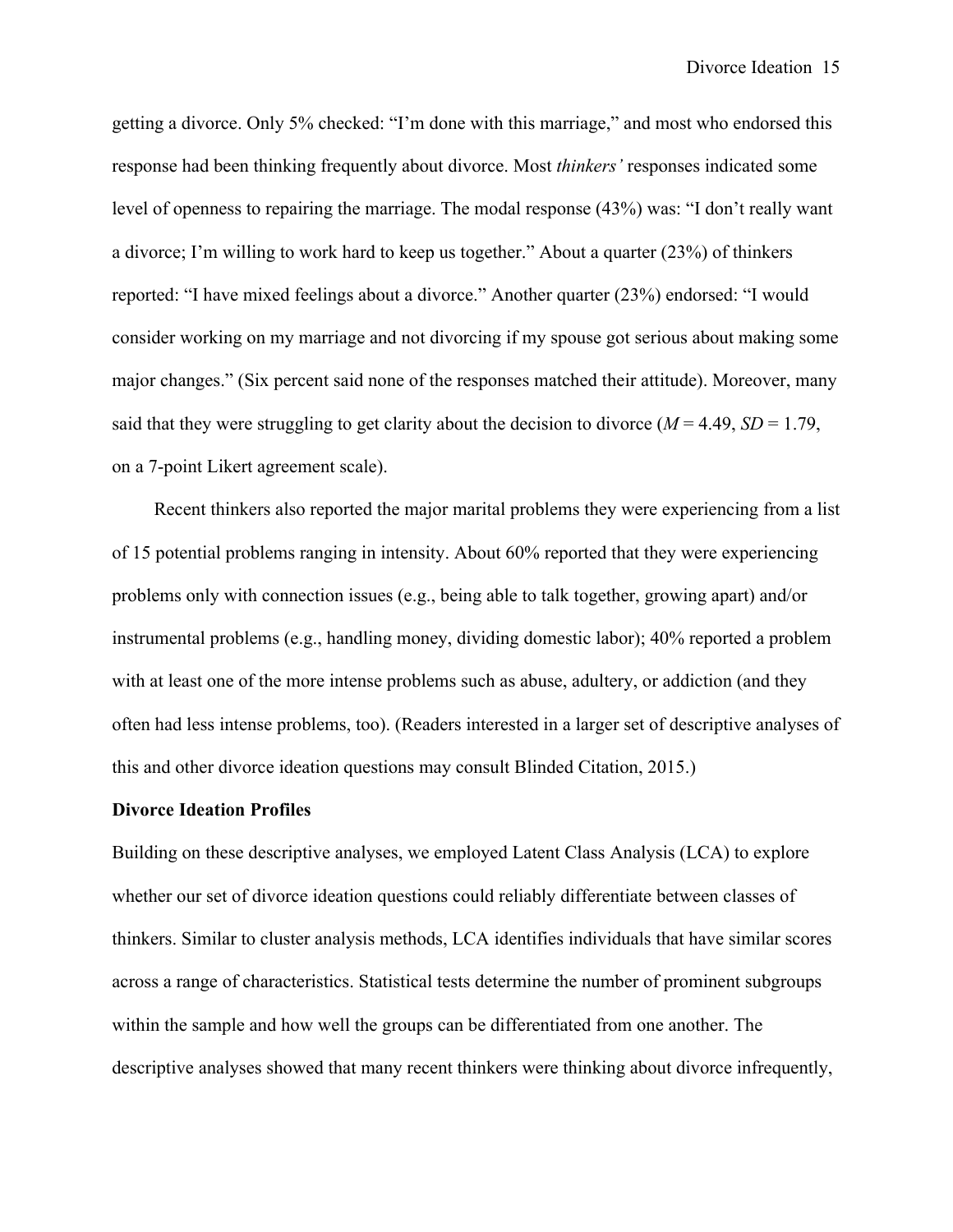getting a divorce. Only 5% checked: “I’m done with this marriage,” and most who endorsed this response had been thinking frequently about divorce. Most *thinkers’* responses indicated some level of openness to repairing the marriage. The modal response (43%) was: “I don’t really want a divorce; I’m willing to work hard to keep us together.” About a quarter (23%) of thinkers reported: “I have mixed feelings about a divorce.” Another quarter (23%) endorsed: “I would consider working on my marriage and not divorcing if my spouse got serious about making some major changes.” (Six percent said none of the responses matched their attitude). Moreover, many said that they were struggling to get clarity about the decision to divorce ($M$ = 4.49, $SD$ = 1.79, on a 7-point Likert agreement scale).

Recent thinkers also reported the major marital problems they were experiencing from a list of 15 potential problems ranging in intensity. About 60% reported that they were experiencing problems only with connection issues (e.g., being able to talk together, growing apart) and/or instrumental problems (e.g., handling money, dividing domestic labor); 40% reported a problem with at least one of the more intense problems such as abuse, adultery, or addiction (and they often had less intense problems, too). (Readers interested in a larger set of descriptive analyses of this and other divorce ideation questions may consult Blinded Citation, 2015.)

**Divorce Ideation Profiles**

Building on these descriptive analyses, we employed Latent Class Analysis (LCA) to explore whether our set of divorce ideation questions could reliably differentiate between classes of thinkers. Similar to cluster analysis methods, LCA identifies individuals that have similar scores across a range of characteristics. Statistical tests determine the number of prominent subgroups within the sample and how well the groups can be differentiated from one another. The descriptive analyses showed that many recent thinkers were thinking about divorce infrequently,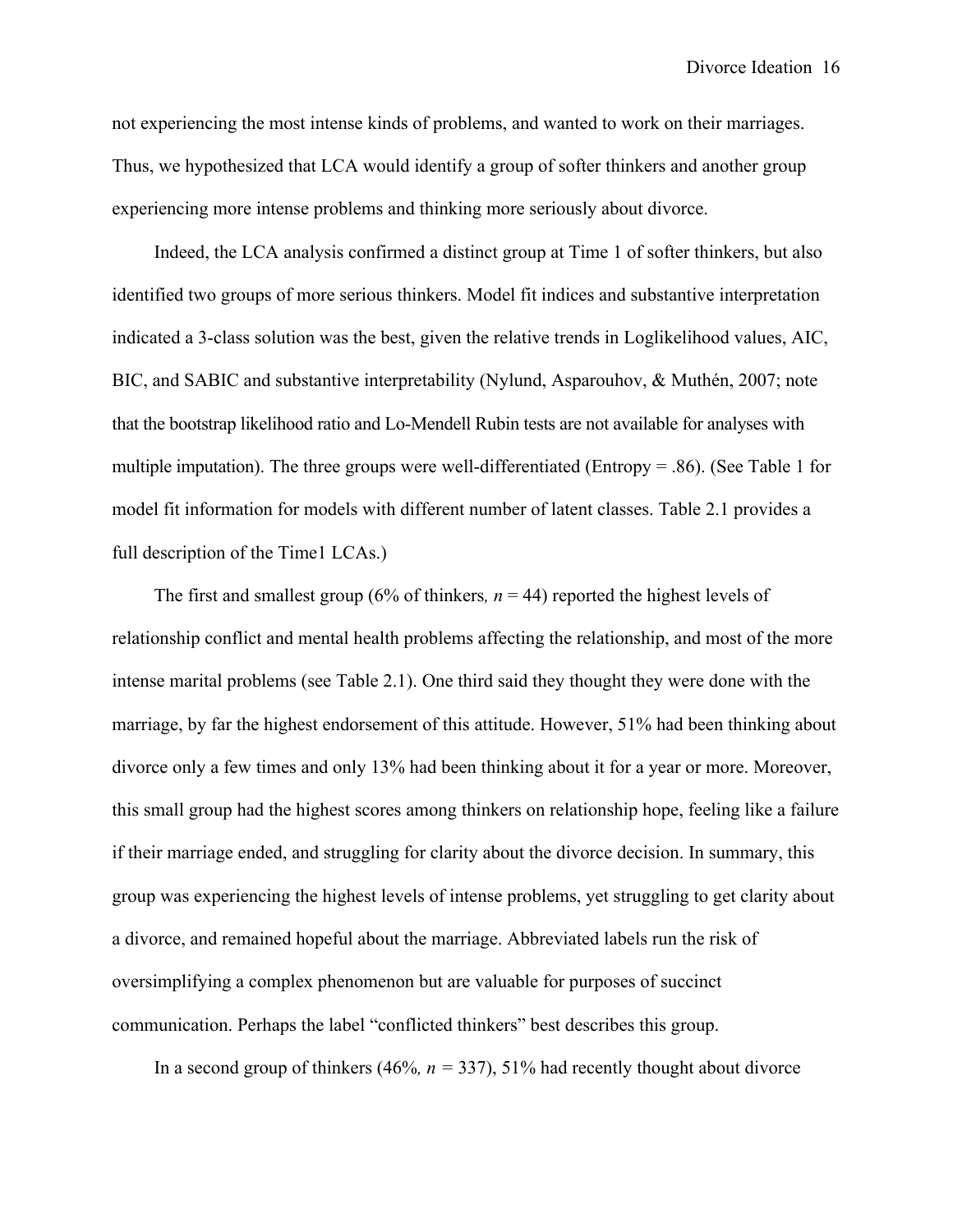not experiencing the most intense kinds of problems, and wanted to work on their marriages. Thus, we hypothesized that LCA would identify a group of softer thinkers and another group experiencing more intense problems and thinking more seriously about divorce.

Indeed, the LCA analysis confirmed a distinct group at Time 1 of softer thinkers, but also identified two groups of more serious thinkers. Model fit indices and substantive interpretation indicated a 3-class solution was the best, given the relative trends in Loglikelihood values, AIC, BIC, and SABIC and substantive interpretability (Nylund, Asparouhov, & Muthén, 2007; note that the bootstrap likelihood ratio and Lo-Mendell Rubin tests are not available for analyses with multiple imputation). The three groups were well-differentiated (Entropy = .86). (See Table 1 for model fit information for models with different number of latent classes. Table 2.1 provides a full description of the Time1 LCAs.)

The first and smallest group (6% of thinkers*, n* = 44) reported the highest levels of relationship conflict and mental health problems affecting the relationship, and most of the more intense marital problems (see Table 2.1). One third said they thought they were done with the marriage, by far the highest endorsement of this attitude. However, 51% had been thinking about divorce only a few times and only 13% had been thinking about it for a year or more. Moreover, this small group had the highest scores among thinkers on relationship hope, feeling like a failure if their marriage ended, and struggling for clarity about the divorce decision. In summary, this group was experiencing the highest levels of intense problems, yet struggling to get clarity about a divorce, and remained hopeful about the marriage. Abbreviated labels run the risk of oversimplifying a complex phenomenon but are valuable for purposes of succinct communication. Perhaps the label "conflicted thinkers" best describes this group.

In a second group of thinkers (46%*, n* = 337), 51% had recently thought about divorce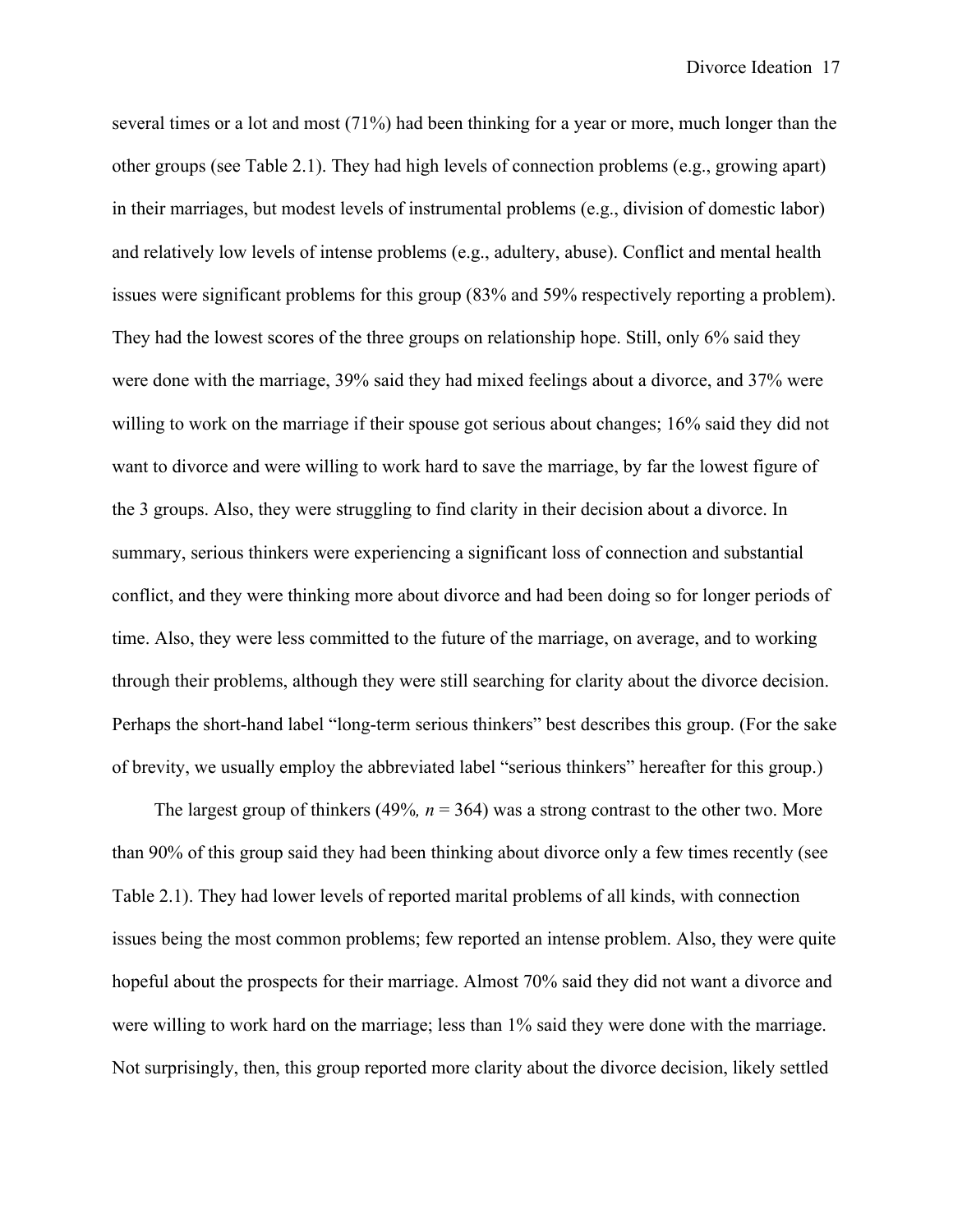several times or a lot and most (71%) had been thinking for a year or more, much longer than the other groups (see Table 2.1). They had high levels of connection problems (e.g., growing apart) in their marriages, but modest levels of instrumental problems (e.g., division of domestic labor) and relatively low levels of intense problems (e.g., adultery, abuse). Conflict and mental health issues were significant problems for this group (83% and 59% respectively reporting a problem). They had the lowest scores of the three groups on relationship hope. Still, only 6% said they were done with the marriage, 39% said they had mixed feelings about a divorce, and 37% were willing to work on the marriage if their spouse got serious about changes; 16% said they did not want to divorce and were willing to work hard to save the marriage, by far the lowest figure of the 3 groups. Also, they were struggling to find clarity in their decision about a divorce. In summary, serious thinkers were experiencing a significant loss of connection and substantial conflict, and they were thinking more about divorce and had been doing so for longer periods of time. Also, they were less committed to the future of the marriage, on average, and to working through their problems, although they were still searching for clarity about the divorce decision. Perhaps the short-hand label "long-term serious thinkers" best describes this group. (For the sake of brevity, we usually employ the abbreviated label "serious thinkers" hereafter for this group.)

The largest group of thinkers (49%*,* $n$ = 364) was a strong contrast to the other two. More than 90% of this group said they had been thinking about divorce only a few times recently (see Table 2.1). They had lower levels of reported marital problems of all kinds, with connection issues being the most common problems; few reported an intense problem. Also, they were quite hopeful about the prospects for their marriage. Almost 70% said they did not want a divorce and were willing to work hard on the marriage; less than 1% said they were done with the marriage. Not surprisingly, then, this group reported more clarity about the divorce decision, likely settled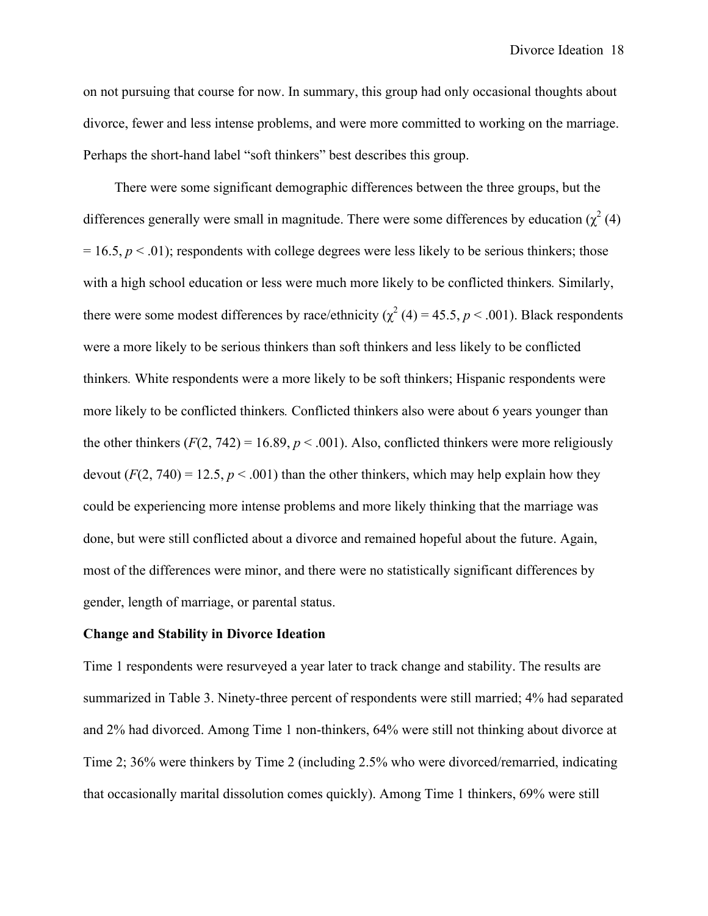on not pursuing that course for now. In summary, this group had only occasional thoughts about divorce, fewer and less intense problems, and were more committed to working on the marriage. Perhaps the short-hand label "soft thinkers" best describes this group.

There were some significant demographic differences between the three groups, but the differences generally were small in magnitude. There were some differences by education ($\chi^2$ (4) = 16.5, $p < .01$); respondents with college degrees were less likely to be serious thinkers; those with a high school education or less were much more likely to be conflicted thinkers. Similarly, there were some modest differences by race/ethnicity ($\chi^2$ (4) = 45.5, $p < .001$). Black respondents were a more likely to be serious thinkers than soft thinkers and less likely to be conflicted thinkers. White respondents were a more likely to be soft thinkers; Hispanic respondents were more likely to be conflicted thinkers. Conflicted thinkers also were about 6 years younger than the other thinkers ($F(2, 742) = 16.89$, $p < .001$). Also, conflicted thinkers were more religiously devout ($F(2, 740) = 12.5$, $p < .001$) than the other thinkers, which may help explain how they could be experiencing more intense problems and more likely thinking that the marriage was done, but were still conflicted about a divorce and remained hopeful about the future. Again, most of the differences were minor, and there were no statistically significant differences by gender, length of marriage, or parental status.

**Change and Stability in Divorce Ideation**

Time 1 respondents were resurveyed a year later to track change and stability. The results are summarized in Table 3. Ninety-three percent of respondents were still married; 4% had separated and 2% had divorced. Among Time 1 non-thinkers, 64% were still not thinking about divorce at Time 2; 36% were thinkers by Time 2 (including 2.5% who were divorced/remarried, indicating that occasionally marital dissolution comes quickly). Among Time 1 thinkers, 69% were still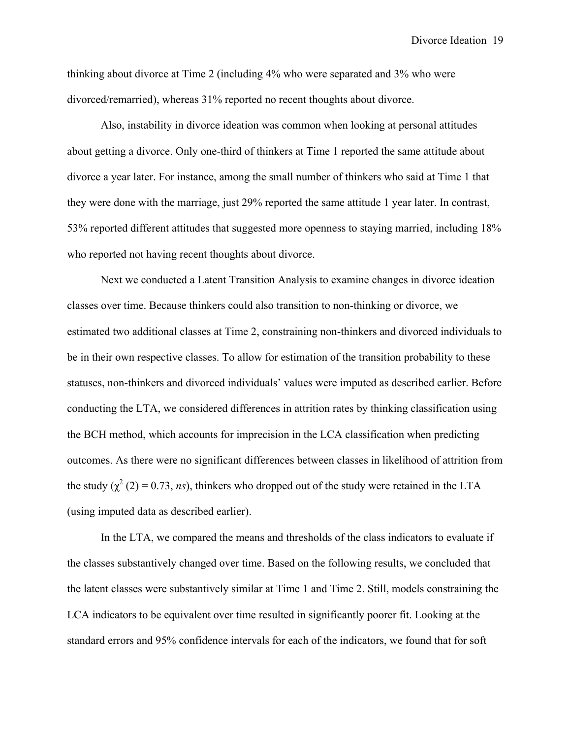thinking about divorce at Time 2 (including 4% who were separated and 3% who were divorced/remarried), whereas 31% reported no recent thoughts about divorce.

Also, instability in divorce ideation was common when looking at personal attitudes about getting a divorce. Only one-third of thinkers at Time 1 reported the same attitude about divorce a year later. For instance, among the small number of thinkers who said at Time 1 that they were done with the marriage, just 29% reported the same attitude 1 year later. In contrast, 53% reported different attitudes that suggested more openness to staying married, including 18% who reported not having recent thoughts about divorce.

Next we conducted a Latent Transition Analysis to examine changes in divorce ideation classes over time. Because thinkers could also transition to non-thinking or divorce, we estimated two additional classes at Time 2, constraining non-thinkers and divorced individuals to be in their own respective classes. To allow for estimation of the transition probability to these statuses, non-thinkers and divorced individuals' values were imputed as described earlier. Before conducting the LTA, we considered differences in attrition rates by thinking classification using the BCH method, which accounts for imprecision in the LCA classification when predicting outcomes. As there were no significant differences between classes in likelihood of attrition from the study ($\chi^2$ (2) = 0.73, *ns*), thinkers who dropped out of the study were retained in the LTA (using imputed data as described earlier).

In the LTA, we compared the means and thresholds of the class indicators to evaluate if the classes substantively changed over time. Based on the following results, we concluded that the latent classes were substantively similar at Time 1 and Time 2. Still, models constraining the LCA indicators to be equivalent over time resulted in significantly poorer fit. Looking at the standard errors and 95% confidence intervals for each of the indicators, we found that for soft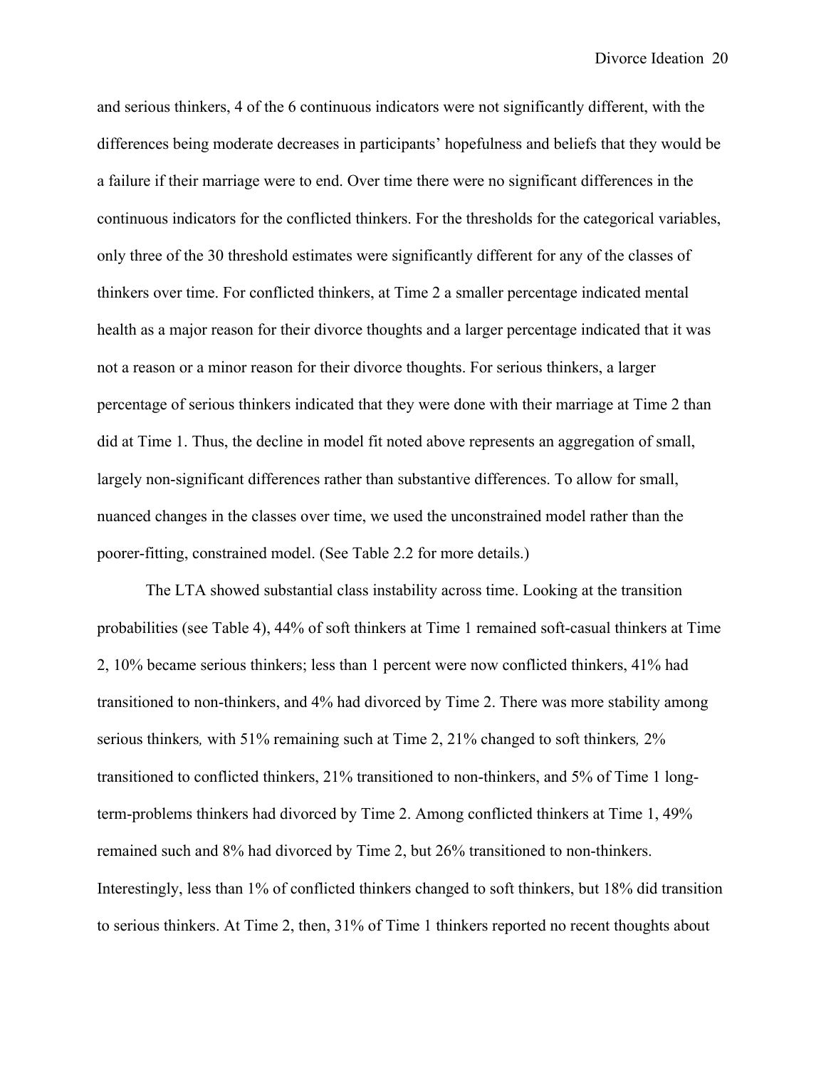and serious thinkers, 4 of the 6 continuous indicators were not significantly different, with the differences being moderate decreases in participants' hopefulness and beliefs that they would be a failure if their marriage were to end. Over time there were no significant differences in the continuous indicators for the conflicted thinkers. For the thresholds for the categorical variables, only three of the 30 threshold estimates were significantly different for any of the classes of thinkers over time. For conflicted thinkers, at Time 2 a smaller percentage indicated mental health as a major reason for their divorce thoughts and a larger percentage indicated that it was not a reason or a minor reason for their divorce thoughts. For serious thinkers, a larger percentage of serious thinkers indicated that they were done with their marriage at Time 2 than did at Time 1. Thus, the decline in model fit noted above represents an aggregation of small, largely non-significant differences rather than substantive differences. To allow for small, nuanced changes in the classes over time, we used the unconstrained model rather than the poorer-fitting, constrained model. (See Table 2.2 for more details.)

The LTA showed substantial class instability across time. Looking at the transition probabilities (see Table 4), 44% of soft thinkers at Time 1 remained soft-casual thinkers at Time 2, 10% became serious thinkers; less than 1 percent were now conflicted thinkers, 41% had transitioned to non-thinkers, and 4% had divorced by Time 2. There was more stability among serious thinkers*,* with 51% remaining such at Time 2, 21% changed to soft thinkers*,* 2% transitioned to conflicted thinkers, 21% transitioned to non-thinkers, and 5% of Time 1 long-term-problems thinkers had divorced by Time 2. Among conflicted thinkers at Time 1, 49% remained such and 8% had divorced by Time 2, but 26% transitioned to non-thinkers. Interestingly, less than 1% of conflicted thinkers changed to soft thinkers, but 18% did transition to serious thinkers. At Time 2, then, 31% of Time 1 thinkers reported no recent thoughts about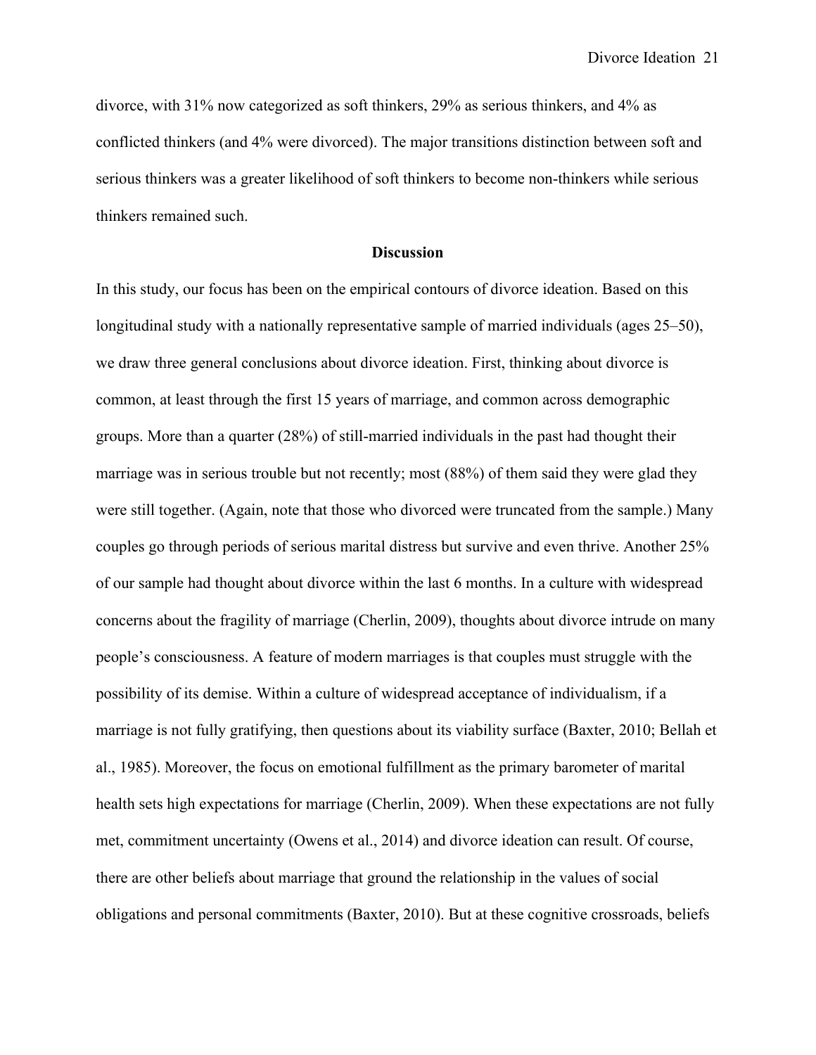divorce, with 31% now categorized as soft thinkers, 29% as serious thinkers, and 4% as conflicted thinkers (and 4% were divorced). The major transitions distinction between soft and serious thinkers was a greater likelihood of soft thinkers to become non-thinkers while serious thinkers remained such.

## Discussion

In this study, our focus has been on the empirical contours of divorce ideation. Based on this longitudinal study with a nationally representative sample of married individuals (ages 25–50), we draw three general conclusions about divorce ideation. First, thinking about divorce is common, at least through the first 15 years of marriage, and common across demographic groups. More than a quarter (28%) of still-married individuals in the past had thought their marriage was in serious trouble but not recently; most (88%) of them said they were glad they were still together. (Again, note that those who divorced were truncated from the sample.) Many couples go through periods of serious marital distress but survive and even thrive. Another 25% of our sample had thought about divorce within the last 6 months. In a culture with widespread concerns about the fragility of marriage (Cherlin, 2009), thoughts about divorce intrude on many people's consciousness. A feature of modern marriages is that couples must struggle with the possibility of its demise. Within a culture of widespread acceptance of individualism, if a marriage is not fully gratifying, then questions about its viability surface (Baxter, 2010; Bellah et al., 1985). Moreover, the focus on emotional fulfillment as the primary barometer of marital health sets high expectations for marriage (Cherlin, 2009). When these expectations are not fully met, commitment uncertainty (Owens et al., 2014) and divorce ideation can result. Of course, there are other beliefs about marriage that ground the relationship in the values of social obligations and personal commitments (Baxter, 2010). But at these cognitive crossroads, beliefs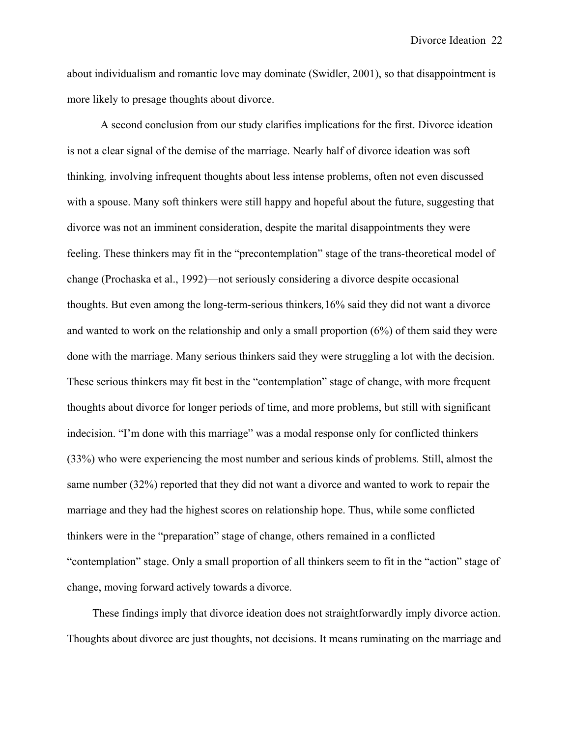about individualism and romantic love may dominate (Swidler, 2001), so that disappointment is more likely to presage thoughts about divorce.

A second conclusion from our study clarifies implications for the first. Divorce ideation is not a clear signal of the demise of the marriage. Nearly half of divorce ideation was soft thinking, involving infrequent thoughts about less intense problems, often not even discussed with a spouse. Many soft thinkers were still happy and hopeful about the future, suggesting that divorce was not an imminent consideration, despite the marital disappointments they were feeling. These thinkers may fit in the "precontemplation" stage of the trans-theoretical model of change (Prochaska et al., 1992)—not seriously considering a divorce despite occasional thoughts. But even among the long-term-serious thinkers, 16% said they did not want a divorce and wanted to work on the relationship and only a small proportion (6%) of them said they were done with the marriage. Many serious thinkers said they were struggling a lot with the decision. These serious thinkers may fit best in the "contemplation" stage of change, with more frequent thoughts about divorce for longer periods of time, and more problems, but still with significant indecision. "I'm done with this marriage" was a modal response only for conflicted thinkers (33%) who were experiencing the most number and serious kinds of problems. Still, almost the same number (32%) reported that they did not want a divorce and wanted to work to repair the marriage and they had the highest scores on relationship hope. Thus, while some conflicted thinkers were in the "preparation" stage of change, others remained in a conflicted "contemplation" stage. Only a small proportion of all thinkers seem to fit in the "action" stage of change, moving forward actively towards a divorce.

These findings imply that divorce ideation does not straightforwardly imply divorce action. Thoughts about divorce are just thoughts, not decisions. It means ruminating on the marriage and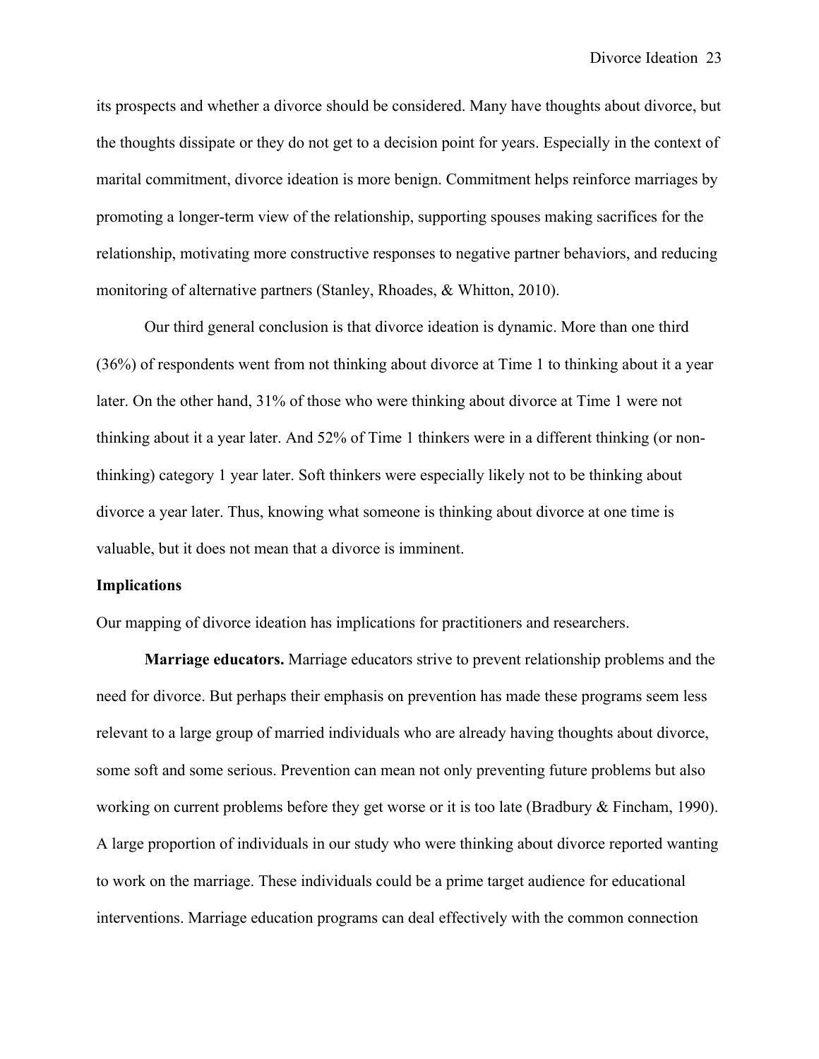its prospects and whether a divorce should be considered. Many have thoughts about divorce, but the thoughts dissipate or they do not get to a decision point for years. Especially in the context of marital commitment, divorce ideation is more benign. Commitment helps reinforce marriages by promoting a longer-term view of the relationship, supporting spouses making sacrifices for the relationship, motivating more constructive responses to negative partner behaviors, and reducing monitoring of alternative partners (Stanley, Rhoades, & Whitton, 2010).

Our third general conclusion is that divorce ideation is dynamic. More than one third (36%) of respondents went from not thinking about divorce at Time 1 to thinking about it a year later. On the other hand, 31% of those who were thinking about divorce at Time 1 were not thinking about it a year later. And 52% of Time 1 thinkers were in a different thinking (or non-thinking) category 1 year later. Soft thinkers were especially likely not to be thinking about divorce a year later. Thus, knowing what someone is thinking about divorce at one time is valuable, but it does not mean that a divorce is imminent.

## Implications

Our mapping of divorce ideation has implications for practitioners and researchers.

**Marriage educators.** Marriage educators strive to prevent relationship problems and the need for divorce. But perhaps their emphasis on prevention has made these programs seem less relevant to a large group of married individuals who are already having thoughts about divorce, some soft and some serious. Prevention can mean not only preventing future problems but also working on current problems before they get worse or it is too late (Bradbury & Fincham, 1990). A large proportion of individuals in our study who were thinking about divorce reported wanting to work on the marriage. These individuals could be a prime target audience for educational interventions. Marriage education programs can deal effectively with the common connection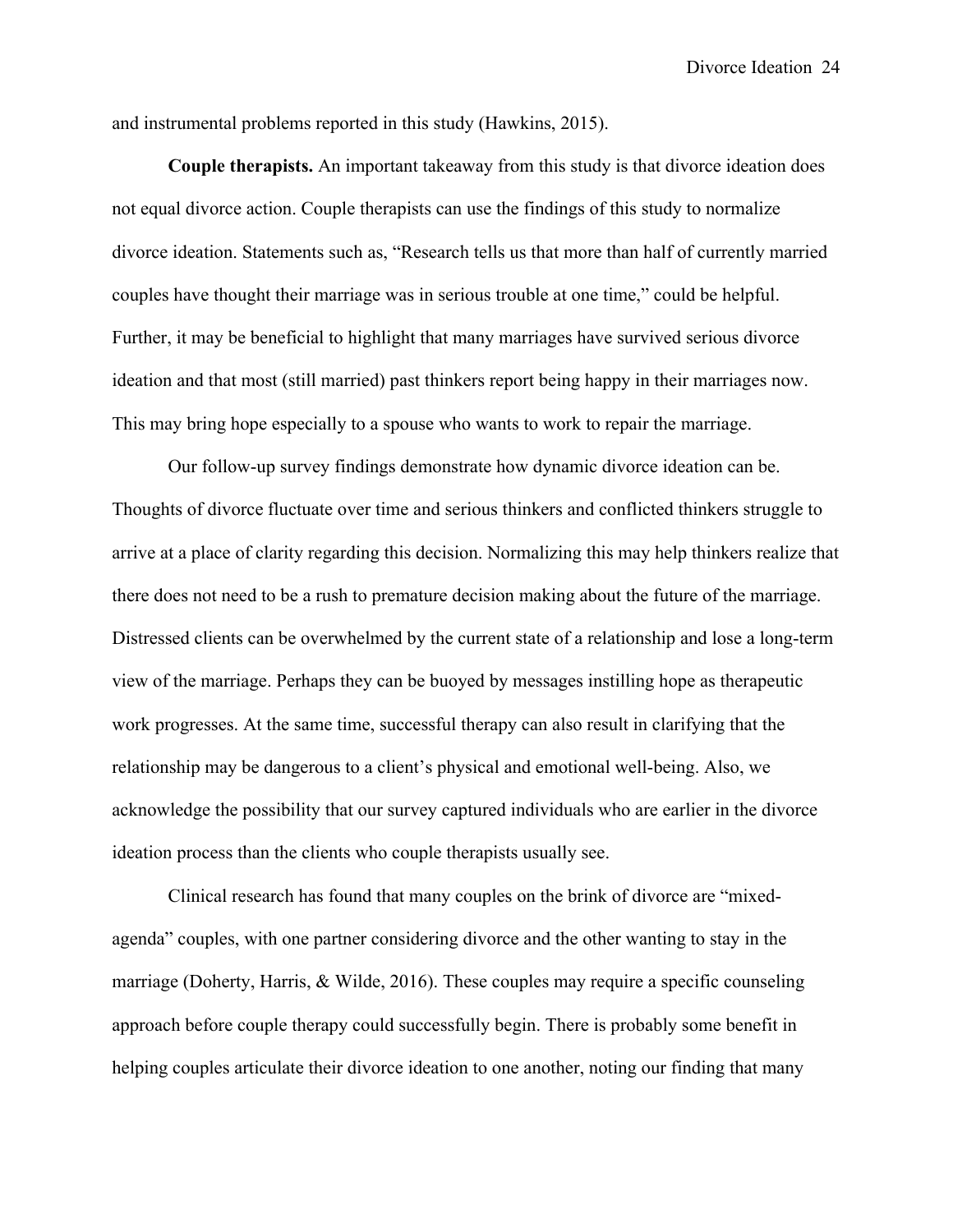and instrumental problems reported in this study (Hawkins, 2015).

**Couple therapists.** An important takeaway from this study is that divorce ideation does not equal divorce action. Couple therapists can use the findings of this study to normalize divorce ideation. Statements such as, "Research tells us that more than half of currently married couples have thought their marriage was in serious trouble at one time," could be helpful. Further, it may be beneficial to highlight that many marriages have survived serious divorce ideation and that most (still married) past thinkers report being happy in their marriages now. This may bring hope especially to a spouse who wants to work to repair the marriage.

Our follow-up survey findings demonstrate how dynamic divorce ideation can be. Thoughts of divorce fluctuate over time and serious thinkers and conflicted thinkers struggle to arrive at a place of clarity regarding this decision. Normalizing this may help thinkers realize that there does not need to be a rush to premature decision making about the future of the marriage. Distressed clients can be overwhelmed by the current state of a relationship and lose a long-term view of the marriage. Perhaps they can be buoyed by messages instilling hope as therapeutic work progresses. At the same time, successful therapy can also result in clarifying that the relationship may be dangerous to a client's physical and emotional well-being. Also, we acknowledge the possibility that our survey captured individuals who are earlier in the divorce ideation process than the clients who couple therapists usually see.

Clinical research has found that many couples on the brink of divorce are "mixed-agenda" couples, with one partner considering divorce and the other wanting to stay in the marriage (Doherty, Harris, & Wilde, 2016). These couples may require a specific counseling approach before couple therapy could successfully begin. There is probably some benefit in helping couples articulate their divorce ideation to one another, noting our finding that many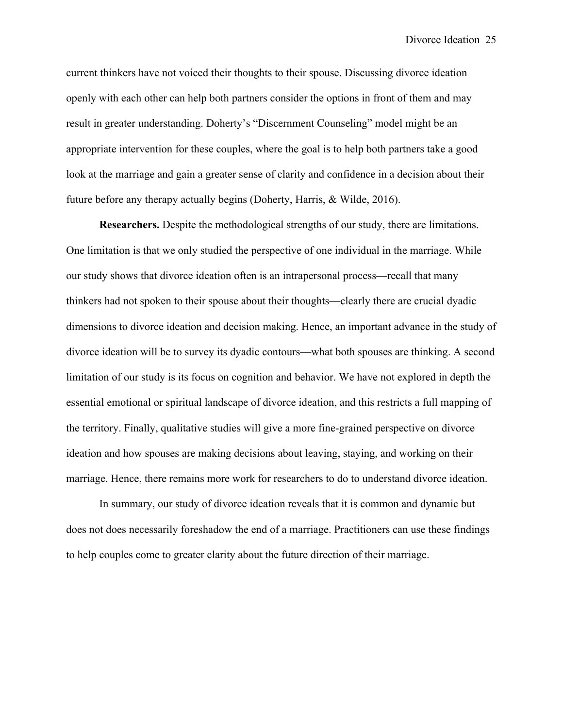current thinkers have not voiced their thoughts to their spouse. Discussing divorce ideation openly with each other can help both partners consider the options in front of them and may result in greater understanding. Doherty's "Discernment Counseling" model might be an appropriate intervention for these couples, where the goal is to help both partners take a good look at the marriage and gain a greater sense of clarity and confidence in a decision about their future before any therapy actually begins (Doherty, Harris, & Wilde, 2016).

**Researchers.** Despite the methodological strengths of our study, there are limitations. One limitation is that we only studied the perspective of one individual in the marriage. While our study shows that divorce ideation often is an intrapersonal process—recall that many thinkers had not spoken to their spouse about their thoughts—clearly there are crucial dyadic dimensions to divorce ideation and decision making. Hence, an important advance in the study of divorce ideation will be to survey its dyadic contours—what both spouses are thinking. A second limitation of our study is its focus on cognition and behavior. We have not explored in depth the essential emotional or spiritual landscape of divorce ideation, and this restricts a full mapping of the territory. Finally, qualitative studies will give a more fine-grained perspective on divorce ideation and how spouses are making decisions about leaving, staying, and working on their marriage. Hence, there remains more work for researchers to do to understand divorce ideation.

In summary, our study of divorce ideation reveals that it is common and dynamic but does not does necessarily foreshadow the end of a marriage. Practitioners can use these findings to help couples come to greater clarity about the future direction of their marriage.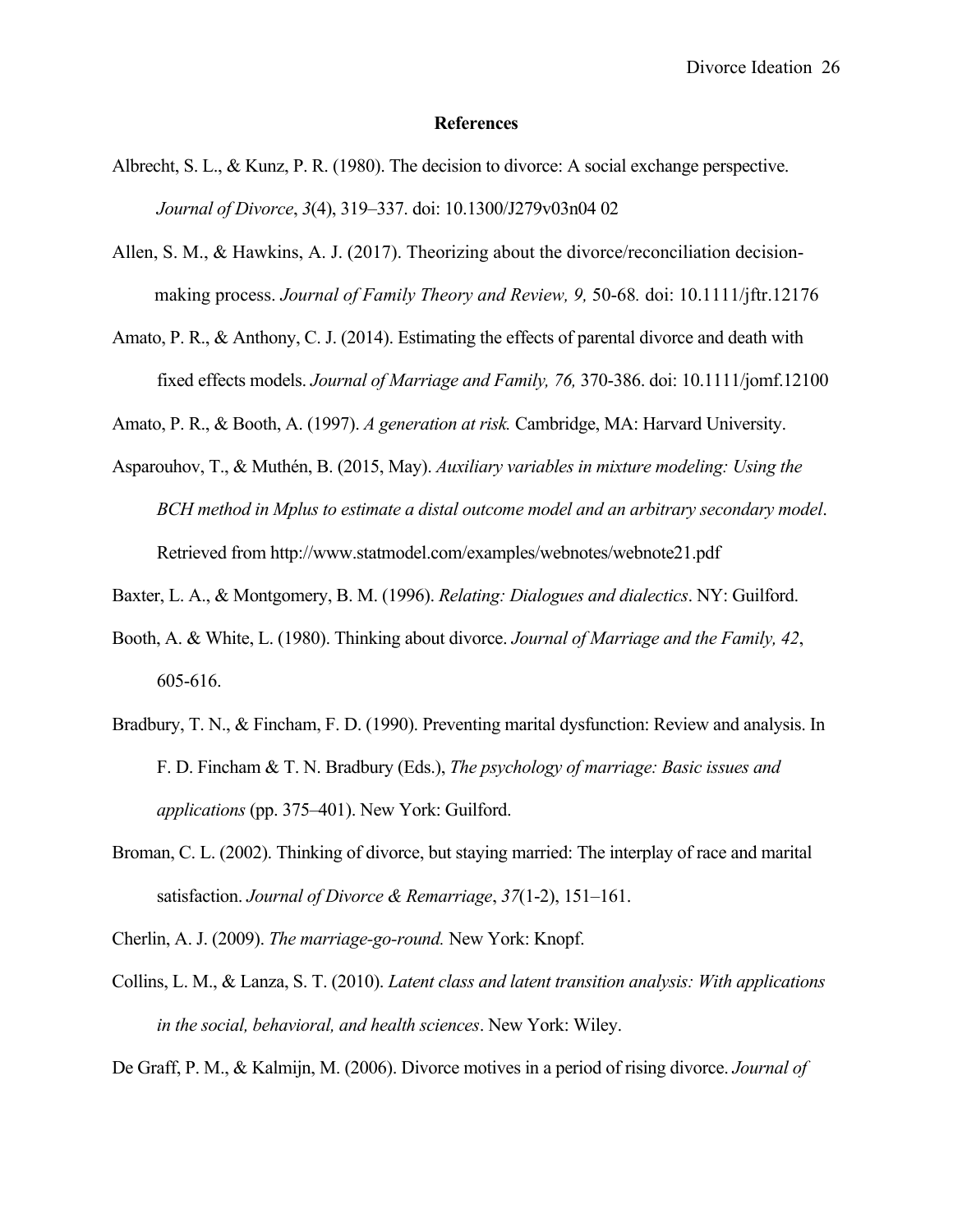**References**

Albrecht, S. L., & Kunz, P. R. (1980). The decision to divorce: A social exchange perspective. *Journal of Divorce*, *3*(4), 319–337. doi: 10.1300/J279v03n04 02

Allen, S. M., & Hawkins, A. J. (2017). Theorizing about the divorce/reconciliation decision-making process. *Journal of Family Theory and Review, 9,* 50-68*.* doi: 10.1111/jftr.12176

Amato, P. R., & Anthony, C. J. (2014). Estimating the effects of parental divorce and death with fixed effects models. *Journal of Marriage and Family, 76,* 370-386. doi: 10.1111/jomf.12100

Amato, P. R., & Booth, A. (1997). *A generation at risk.* Cambridge, MA: Harvard University.

Asparouhov, T., & Muthén, B. (2015, May). *Auxiliary variables in mixture modeling: Using the BCH method in Mplus to estimate a distal outcome model and an arbitrary secondary model*. Retrieved from http://www.statmodel.com/examples/webnotes/webnote21.pdf

Baxter, L. A., & Montgomery, B. M. (1996). *Relating: Dialogues and dialectics*. NY: Guilford.

Booth, A. & White, L. (1980). Thinking about divorce. *Journal of Marriage and the Family, 42*, 605-616.

Bradbury, T. N., & Fincham, F. D. (1990). Preventing marital dysfunction: Review and analysis. In F. D. Fincham & T. N. Bradbury (Eds.), *The psychology of marriage: Basic issues and applications* (pp. 375–401). New York: Guilford.

Broman, C. L. (2002). Thinking of divorce, but staying married: The interplay of race and marital satisfaction. *Journal of Divorce & Remarriage*, *37*(1-2), 151–161.

Cherlin, A. J. (2009). *The marriage-go-round.* New York: Knopf.

Collins, L. M., & Lanza, S. T. (2010). *Latent class and latent transition analysis: With applications in the social, behavioral, and health sciences*. New York: Wiley.

De Graff, P. M., & Kalmijn, M. (2006). Divorce motives in a period of rising divorce. *Journal of*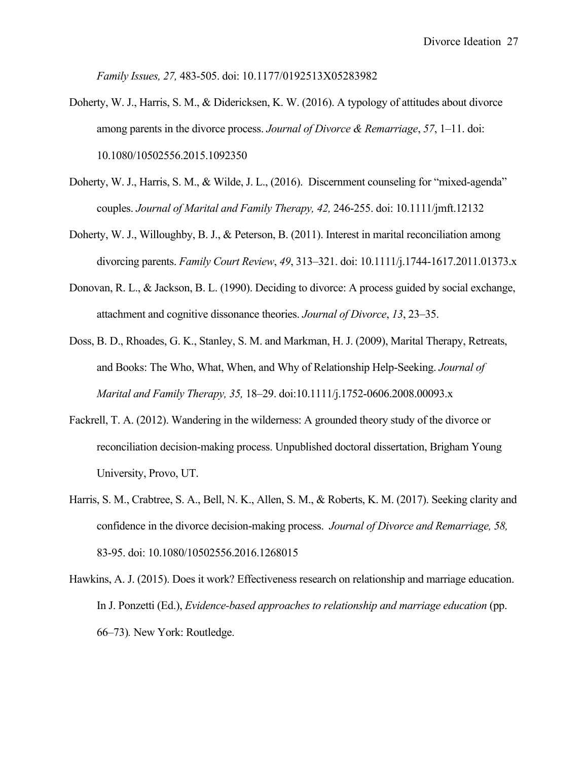*Family Issues, 27,* 483-505. doi: 10.1177/0192513X05283982

Doherty, W. J., Harris, S. M., & Didericksen, K. W. (2016). A typology of attitudes about divorce among parents in the divorce process. *Journal of Divorce & Remarriage*, *57*, 1–11. doi: 10.1080/10502556.2015.1092350

Doherty, W. J., Harris, S. M., & Wilde, J. L., (2016). Discernment counseling for "mixed-agenda" couples. *Journal of Marital and Family Therapy, 42,* 246-255. doi: 10.1111/jmft.12132

Doherty, W. J., Willoughby, B. J., & Peterson, B. (2011). Interest in marital reconciliation among divorcing parents. *Family Court Review*, *49*, 313–321. doi: 10.1111/j.1744-1617.2011.01373.x

Donovan, R. L., & Jackson, B. L. (1990). Deciding to divorce: A process guided by social exchange, attachment and cognitive dissonance theories. *Journal of Divorce*, *13*, 23–35.

Doss, B. D., Rhoades, G. K., Stanley, S. M. and Markman, H. J. (2009), Marital Therapy, Retreats, and Books: The Who, What, When, and Why of Relationship Help-Seeking. *Journal of Marital and Family Therapy, 35,* 18–29. doi:10.1111/j.1752-0606.2008.00093.x

Fackrell, T. A. (2012). Wandering in the wilderness: A grounded theory study of the divorce or reconciliation decision-making process. Unpublished doctoral dissertation, Brigham Young University, Provo, UT.

Harris, S. M., Crabtree, S. A., Bell, N. K., Allen, S. M., & Roberts, K. M. (2017). Seeking clarity and confidence in the divorce decision-making process. *Journal of Divorce and Remarriage, 58,* 83-95. doi: 10.1080/10502556.2016.1268015

Hawkins, A. J. (2015). Does it work? Effectiveness research on relationship and marriage education. In J. Ponzetti (Ed.), *Evidence-based approaches to relationship and marriage education* (pp. 66–73). New York: Routledge.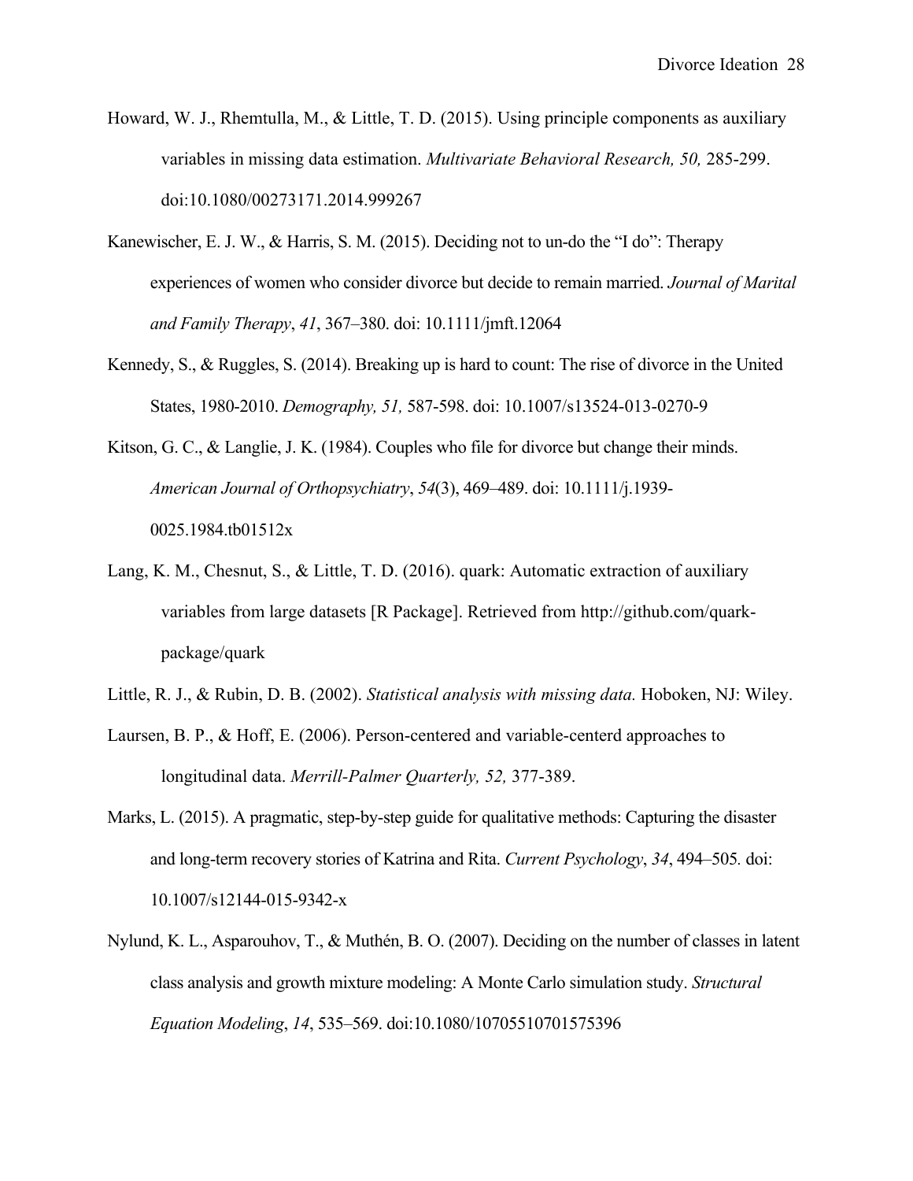Howard, W. J., Rhemtulla, M., & Little, T. D. (2015). Using principle components as auxiliary variables in missing data estimation. *Multivariate Behavioral Research, 50,* 285-299. doi:10.1080/00273171.2014.999267

Kanewischer, E. J. W., & Harris, S. M. (2015). Deciding not to un-do the "I do": Therapy experiences of women who consider divorce but decide to remain married. *Journal of Marital and Family Therapy*, *41*, 367–380. doi: 10.1111/jmft.12064

Kennedy, S., & Ruggles, S. (2014). Breaking up is hard to count: The rise of divorce in the United States, 1980-2010. *Demography, 51,* 587-598. doi: 10.1007/s13524-013-0270-9

Kitson, G. C., & Langlie, J. K. (1984). Couples who file for divorce but change their minds. *American Journal of Orthopsychiatry*, *54*(3), 469–489. doi: 10.1111/j.1939-0025.1984.tb01512x

Lang, K. M., Chesnut, S., & Little, T. D. (2016). quark: Automatic extraction of auxiliary variables from large datasets [R Package]. Retrieved from http://github.com/quark-package/quark

Little, R. J., & Rubin, D. B. (2002). *Statistical analysis with missing data.* Hoboken, NJ: Wiley.

Laursen, B. P., & Hoff, E. (2006). Person-centered and variable-centerd approaches to longitudinal data. *Merrill-Palmer Quarterly, 52,* 377-389.

Marks, L. (2015). A pragmatic, step-by-step guide for qualitative methods: Capturing the disaster and long-term recovery stories of Katrina and Rita. *Current Psychology*, *34*, 494–505*.* doi: 10.1007/s12144-015-9342-x

Nylund, K. L., Asparouhov, T., & Muthén, B. O. (2007). Deciding on the number of classes in latent class analysis and growth mixture modeling: A Monte Carlo simulation study. *Structural Equation Modeling*, *14*, 535–569. doi:10.1080/10705510701575396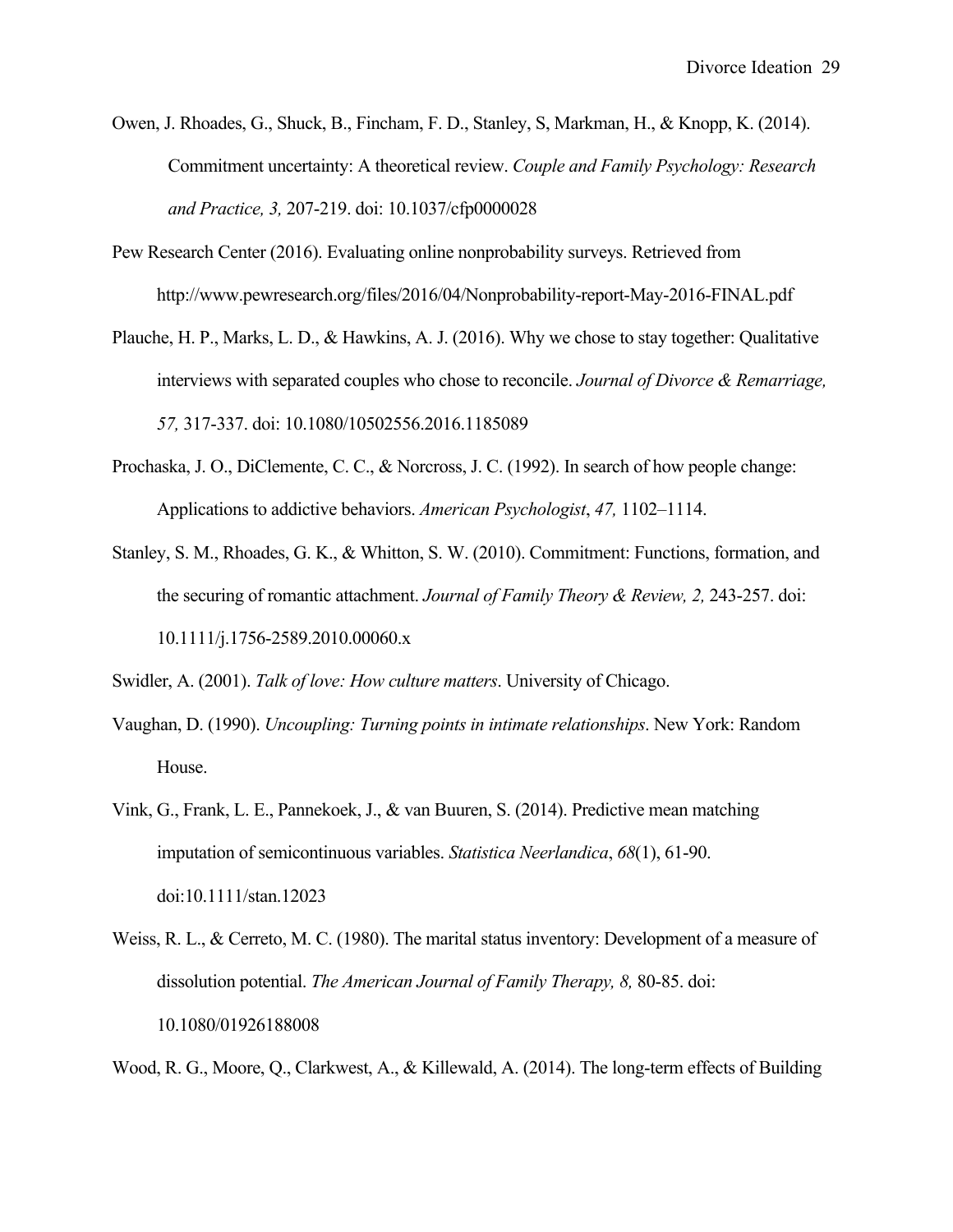Owen, J. Rhoades, G., Shuck, B., Fincham, F. D., Stanley, S, Markman, H., & Knopp, K. (2014). Commitment uncertainty: A theoretical review. *Couple and Family Psychology: Research and Practice, 3,* 207-219. doi: 10.1037/cfp0000028

Pew Research Center (2016). Evaluating online nonprobability surveys. Retrieved from http://www.pewresearch.org/files/2016/04/Nonprobability-report-May-2016-FINAL.pdf

Plauche, H. P., Marks, L. D., & Hawkins, A. J. (2016). Why we chose to stay together: Qualitative interviews with separated couples who chose to reconcile. *Journal of Divorce & Remarriage, 57,* 317-337. doi: 10.1080/10502556.2016.1185089

Prochaska, J. O., DiClemente, C. C., & Norcross, J. C. (1992). In search of how people change: Applications to addictive behaviors. *American Psychologist*, *47,* 1102–1114.

Stanley, S. M., Rhoades, G. K., & Whitton, S. W. (2010). Commitment: Functions, formation, and the securing of romantic attachment. *Journal of Family Theory & Review, 2,* 243-257. doi: 10.1111/j.1756-2589.2010.00060.x

Swidler, A. (2001). *Talk of love: How culture matters*. University of Chicago.

Vaughan, D. (1990). *Uncoupling: Turning points in intimate relationships*. New York: Random House.

Vink, G., Frank, L. E., Pannekoek, J., & van Buuren, S. (2014). Predictive mean matching imputation of semicontinuous variables. *Statistica Neerlandica*, *68*(1), 61-90. doi:10.1111/stan.12023

Weiss, R. L., & Cerreto, M. C. (1980). The marital status inventory: Development of a measure of dissolution potential. *The American Journal of Family Therapy, 8,* 80-85. doi: 10.1080/01926188008

Wood, R. G., Moore, Q., Clarkwest, A., & Killewald, A. (2014). The long-term effects of Building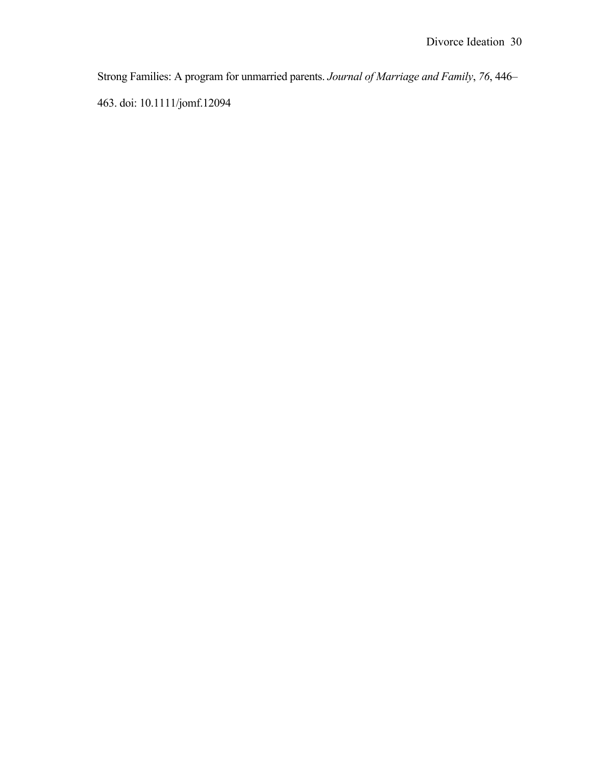Strong Families: A program for unmarried parents. *Journal of Marriage and Family*, *76*, 446–463. doi: 10.1111/jomf.12094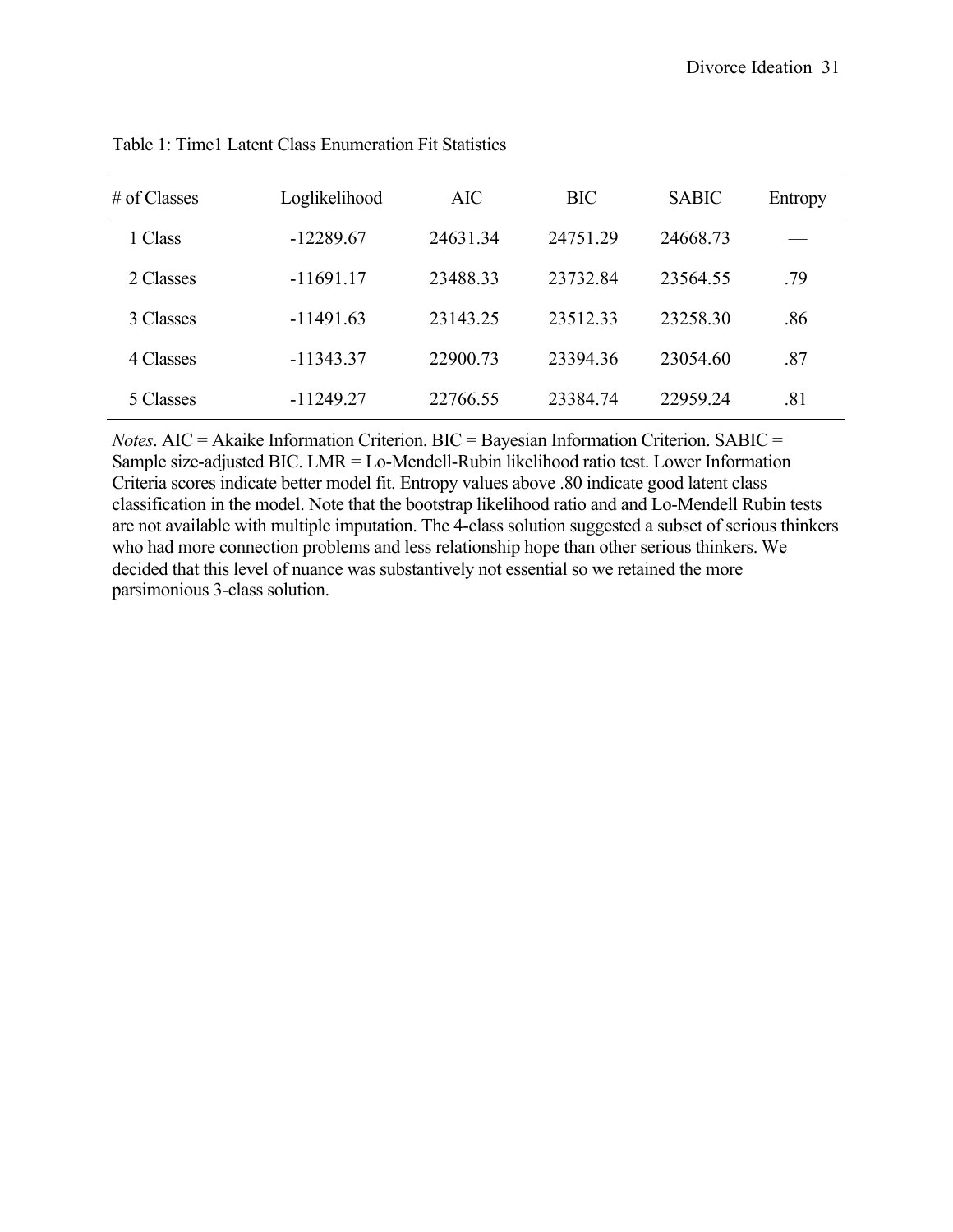Table 1: Time1 Latent Class Enumeration Fit Statistics

| # of Classes | Loglikelihood | AIC | BIC | SABIC | Entropy |
|---|---|---|---|---|---|
| 1 Class | -12289.67 | 24631.34 | 24751.29 | 24668.73 | — |
| 2 Classes | -11691.17 | 23488.33 | 23732.84 | 23564.55 | .79 |
| 3 Classes | -11491.63 | 23143.25 | 23512.33 | 23258.30 | .86 |
| 4 Classes | -11343.37 | 22900.73 | 23394.36 | 23054.60 | .87 |
| 5 Classes | -11249.27 | 22766.55 | 23384.74 | 22959.24 | .81 |

*Notes*. AIC = Akaike Information Criterion. BIC = Bayesian Information Criterion. SABIC = Sample size-adjusted BIC. LMR = Lo-Mendell-Rubin likelihood ratio test. Lower Information Criteria scores indicate better model fit. Entropy values above .80 indicate good latent class classification in the model. Note that the bootstrap likelihood ratio and and Lo-Mendell Rubin tests are not available with multiple imputation. The 4-class solution suggested a subset of serious thinkers who had more connection problems and less relationship hope than other serious thinkers. We decided that this level of nuance was substantively not essential so we retained the more parsimonious 3-class solution.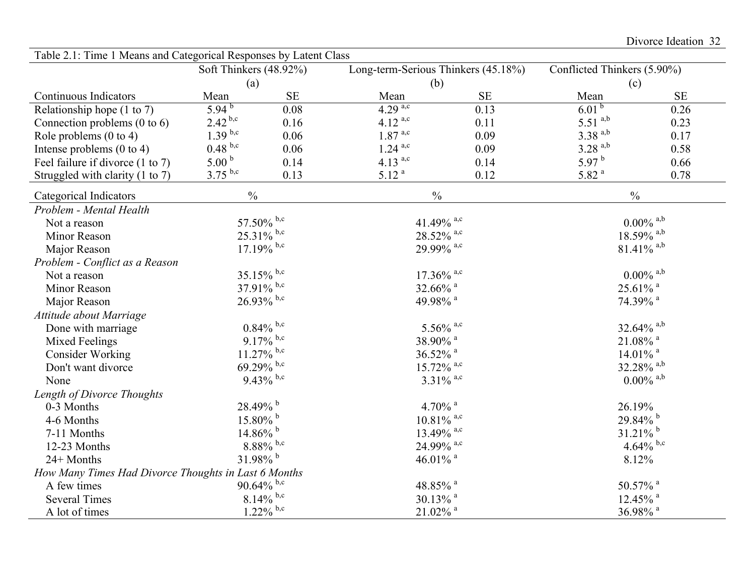Table 2.1: Time 1 Means and Categorical Responses by Latent Class

| | Soft Thinkers (48.92%) | | Long-term-Serious Thinkers (45.18%) | | Conflicted Thinkers (5.90%) | |
|---|---|---|---|---|---|---|
| | (a) | | (b) | | (c) | |
| Continuous Indicators | Mean | SE | Mean | SE | Mean | SE |
| Relationship hope (1 to 7) | 5.94 [b] | 0.08 | 4.29 [a,c] | 0.13 | 6.01 [b] | 0.26 |
| Connection problems (0 to 6) | 2.42 [b,c] | 0.16 | 4.12 [a,c] | 0.11 | 5.51 [a,b] | 0.23 |
| Role problems (0 to 4) | 1.39 [b,c] | 0.06 | 1.87 [a,c] | 0.09 | 3.38 [a,b] | 0.17 |
| Intense problems (0 to 4) | 0.48 [b,c] | 0.06 | 1.24 [a,c] | 0.09 | 3.28 [a,b] | 0.58 |
| Feel failure if divorce (1 to 7) | 5.00 [b] | 0.14 | 4.13 [a,c] | 0.14 | 5.97 [b] | 0.66 |
| Struggled with clarity (1 to 7) | 3.75 [b,c] | 0.13 | 5.12 [a] | 0.12 | 5.82 [a] | 0.78 |
| Categorical Indicators | % | | % | | % | |
| *Problem - Mental Health* | | | | | | |
| Not a reason | 57.50% [b,c] | | 41.49% [a,c] | | 0.00% [a,b] | |
| Minor Reason | 25.31% [b,c] | | 28.52% [a,c] | | 18.59% [a,b] | |
| Major Reason | 17.19% [b,c] | | 29.99% [a,c] | | 81.41% [a,b] | |
| *Problem - Conflict as a Reason* | | | | | | |
| Not a reason | 35.15% [b,c] | | 17.36% [a,c] | | 0.00% [a,b] | |
| Minor Reason | 37.91% [b,c] | | 32.66% [a] | | 25.61% [a] | |
| Major Reason | 26.93% [b,c] | | 49.98% [a] | | 74.39% [a] | |
| *Attitude about Marriage* | | | | | | |
| Done with marriage | 0.84% [b,c] | | 5.56% [a,c] | | 32.64% [a,b] | |
| Mixed Feelings | 9.17% [b,c] | | 38.90% [a] | | 21.08% [a] | |
| Consider Working | 11.27% [b,c] | | 36.52% [a] | | 14.01% [a] | |
| Don't want divorce | 69.29% [b,c] | | 15.72% [a,c] | | 32.28% [a,b] | |
| None | 9.43% [b,c] | | 3.31% [a,c] | | 0.00% [a,b] | |
| *Length of Divorce Thoughts* | | | | | | |
| 0-3 Months | 28.49% [b] | | 4.70% [a] | | 26.19% | |
| 4-6 Months | 15.80% [b] | | 10.81% [a,c] | | 29.84% [b] | |
| 7-11 Months | 14.86% [b] | | 13.49% [a,c] | | 31.21% [b] | |
| 12-23 Months | 8.88% [b,c] | | 24.99% [a,c] | | 4.64% [b,c] | |
| 24+ Months | 31.98% [b] | | 46.01% [a] | | 8.12% | |
| *How Many Times Had Divorce Thoughts in Last 6 Months* | | | | | | |
| A few times | 90.64% [b,c] | | 48.85% [a] | | 50.57% [a] | |
| Several Times | 8.14% [b,c] | | 30.13% [a] | | 12.45% [a] | |
| A lot of times | 1.22% [b,c] | | 21.02% [a] | | 36.98% [a] | |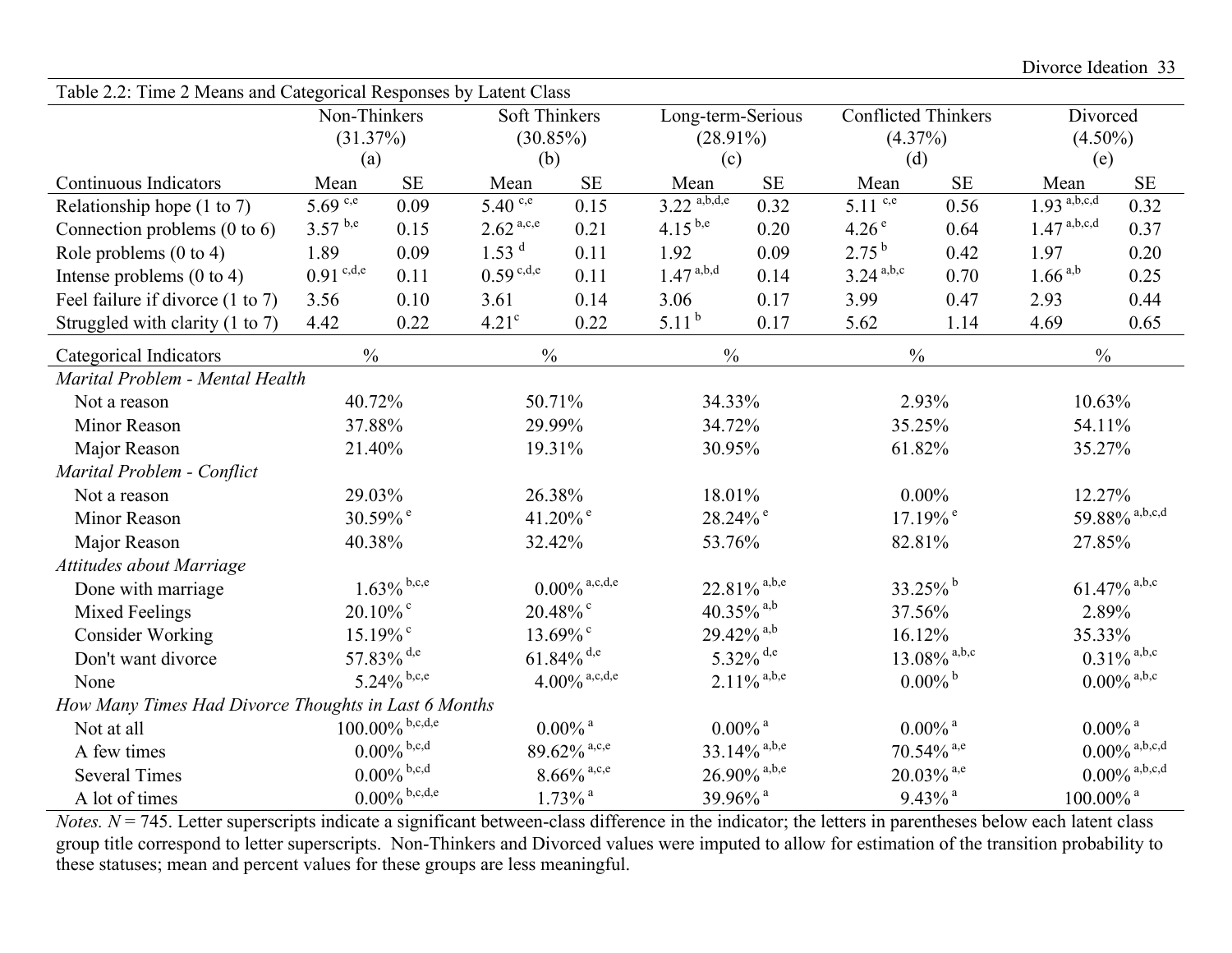Table 2.2: Time 2 Means and Categorical Responses by Latent Class

| | Non-Thinkers (31.37%) (a) | | Soft Thinkers (30.85%) (b) | | Long-term-Serious (28.91%) (c) | | Conflicted Thinkers (4.37%) (d) | | Divorced (4.50%) (e) | |
|---|---|---|---|---|---|---|---|---|---|---|
| Continuous Indicators | Mean | SE | Mean | SE | Mean | SE | Mean | SE | Mean | SE |
| Relationship hope (1 to 7) | 5.69 [c,e] | 0.09 | 5.40 [c,e] | 0.15 | 3.22 [a,b,d,e] | 0.32 | 5.11 [c,e] | 0.56 | 1.93 [a,b,c,d] | 0.32 |
| Connection problems (0 to 6) | 3.57 [b,e] | 0.15 | 2.62 [a,c,e] | 0.21 | 4.15 [b,e] | 0.20 | 4.26 [e] | 0.64 | 1.47 [a,b,c,d] | 0.37 |
| Role problems (0 to 4) | 1.89 | 0.09 | 1.53 [d] | 0.11 | 1.92 | 0.09 | 2.75 [b] | 0.42 | 1.97 | 0.20 |
| Intense problems (0 to 4) | 0.91 [c,d,e] | 0.11 | 0.59 [c,d,e] | 0.11 | 1.47 [a,b,d] | 0.14 | 3.24 [a,b,c] | 0.70 | 1.66 [a,b] | 0.25 |
| Feel failure if divorce (1 to 7) | 3.56 | 0.10 | 3.61 | 0.14 | 3.06 | 0.17 | 3.99 | 0.47 | 2.93 | 0.44 |
| Struggled with clarity (1 to 7) | 4.42 | 0.22 | 4.21 [c] | 0.22 | 5.11 [b] | 0.17 | 5.62 | 1.14 | 4.69 | 0.65 |
| Categorical Indicators | % | | % | | % | | % | | % | |
| *Marital Problem - Mental Health* | | | | | | | | | | |
| Not a reason | 40.72% | | 50.71% | | 34.33% | | 2.93% | | 10.63% | |
| Minor Reason | 37.88% | | 29.99% | | 34.72% | | 35.25% | | 54.11% | |
| Major Reason | 21.40% | | 19.31% | | 30.95% | | 61.82% | | 35.27% | |
| *Marital Problem - Conflict* | | | | | | | | | | |
| Not a reason | 29.03% | | 26.38% | | 18.01% | | 0.00% | | 12.27% | |
| Minor Reason | 30.59% [e] | | 41.20% [e] | | 28.24% [e] | | 17.19% [e] | | 59.88% [a,b,c,d] | |
| Major Reason | 40.38% | | 32.42% | | 53.76% | | 82.81% | | 27.85% | |
| *Attitudes about Marriage* | | | | | | | | | | |
| Done with marriage | 1.63% [b,c,e] | | 0.00% [a,c,d,e] | | 22.81% [a,b,e] | | 33.25% [b] | | 61.47% [a,b,c] | |
| Mixed Feelings | 20.10% [c] | | 20.48% [c] | | 40.35% [a,b] | | 37.56% | | 2.89% | |
| Consider Working | 15.19% [c] | | 13.69% [c] | | 29.42% [a,b] | | 16.12% | | 35.33% | |
| Don't want divorce | 57.83% [d,e] | | 61.84% [d,e] | | 5.32% [d,e] | | 13.08% [a,b,c] | | 0.31% [a,b,c] | |
| None | 5.24% [b,c,e] | | 4.00% [a,c,d,e] | | 2.11% [a,b,e] | | 0.00% [b] | | 0.00% [a,b,c] | |
| *How Many Times Had Divorce Thoughts in Last 6 Months* | | | | | | | | | | |
| Not at all | 100.00% [b,c,d,e] | | 0.00% [a] | | 0.00% [a] | | 0.00% [a] | | 0.00% [a] | |
| A few times | 0.00% [b,c,d] | | 89.62% [a,c,e] | | 33.14% [a,b,e] | | 70.54% [a,e] | | 0.00% [a,b,c,d] | |
| Several Times | 0.00% [b,c,d] | | 8.66% [a,c,e] | | 26.90% [a,b,e] | | 20.03% [a,e] | | 0.00% [a,b,c,d] | |
| A lot of times | 0.00% [b,c,d,e] | | 1.73% [a] | | 39.96% [a] | | 9.43% [a] | | 100.00% [a] | |

*Notes.* $N = 745$. Letter superscripts indicate a significant between-class difference in the indicator; the letters in parentheses below each latent class group title correspond to letter superscripts. Non-Thinkers and Divorced values were imputed to allow for estimation of the transition probability to these statuses; mean and percent values for these groups are less meaningful.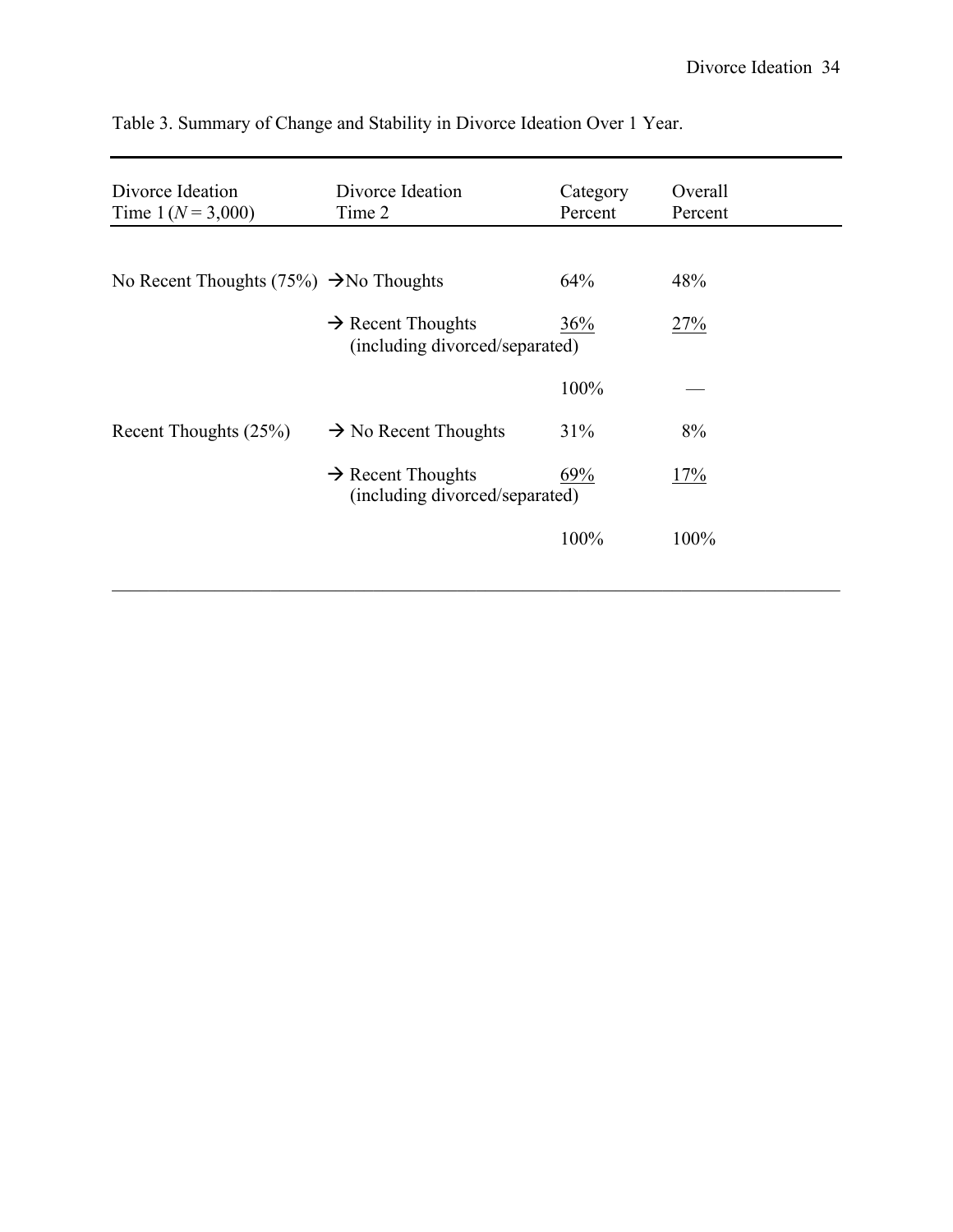Table 3. Summary of Change and Stability in Divorce Ideation Over 1 Year.

| Divorce Ideation Time 1 ($N$ = 3,000) | Divorce Ideation Time 2 | Category Percent | Overall Percent |
|---|---|---|---|
| No Recent Thoughts (75%) | → No Thoughts | 64% | 48% |
| | → Recent Thoughts (including divorced/separated) | 36% | 27% |
| | | 100% | — |
| Recent Thoughts (25%) | → No Recent Thoughts | 31% | 8% |
| | → Recent Thoughts (including divorced/separated) | 69% | 17% |
| | | 100% | 100% |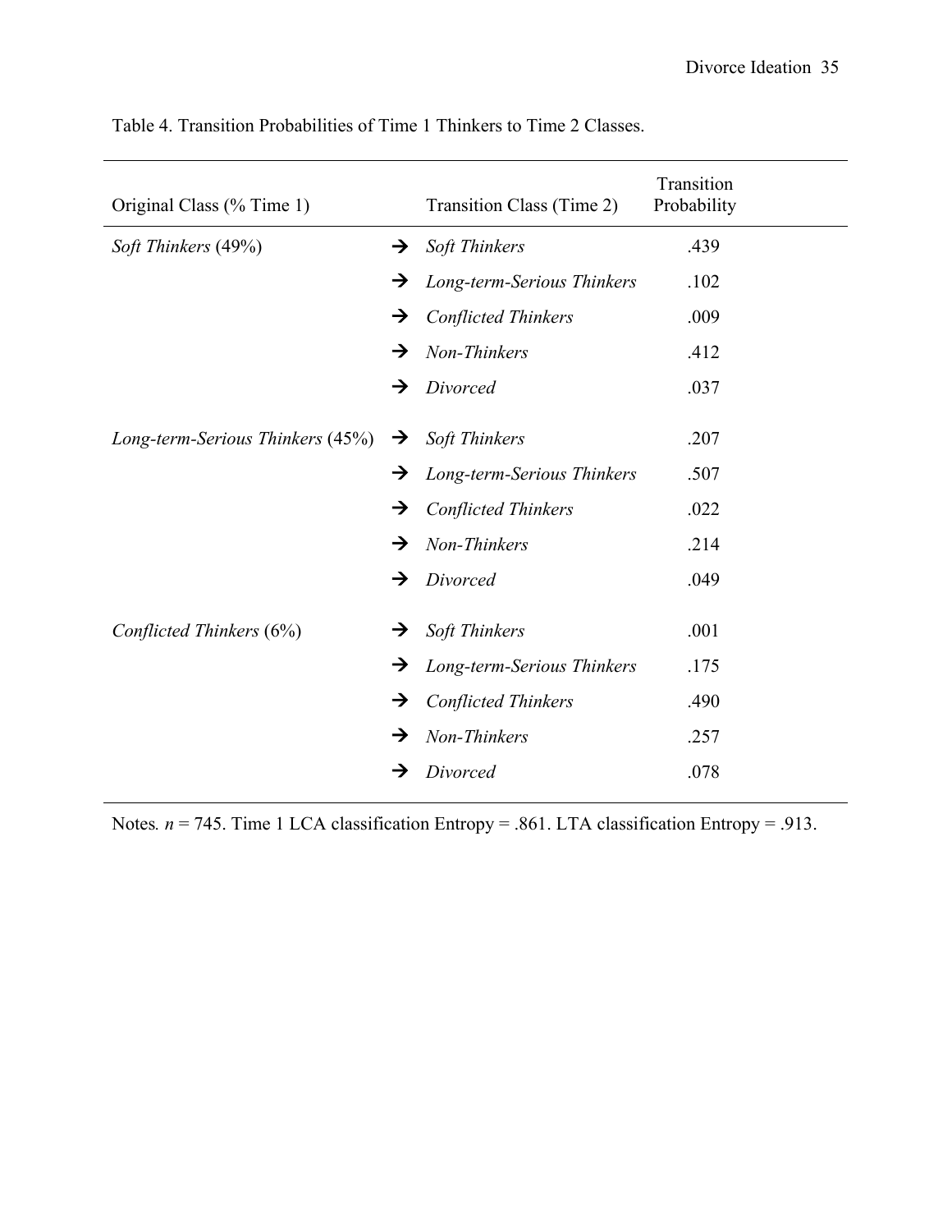Table 4. Transition Probabilities of Time 1 Thinkers to Time 2 Classes.

| Original Class (% Time 1) | | Transition Class (Time 2) | Transition Probability |
|---|---|---|---|
| *Soft Thinkers* (49%) | → | *Soft Thinkers* | .439 |
| | → | *Long-term-Serious Thinkers* | .102 |
| | → | *Conflicted Thinkers* | .009 |
| | → | *Non-Thinkers* | .412 |
| | → | *Divorced* | .037 |
| *Long-term-Serious Thinkers* (45%) | → | *Soft Thinkers* | .207 |
| | → | *Long-term-Serious Thinkers* | .507 |
| | → | *Conflicted Thinkers* | .022 |
| | → | *Non-Thinkers* | .214 |
| | → | *Divorced* | .049 |
| *Conflicted Thinkers* (6%) | → | *Soft Thinkers* | .001 |
| | → | *Long-term-Serious Thinkers* | .175 |
| | → | *Conflicted Thinkers* | .490 |
| | → | *Non-Thinkers* | .257 |
| | → | *Divorced* | .078 |

Notes. $n$ = 745. Time 1 LCA classification Entropy = .861. LTA classification Entropy = .913.